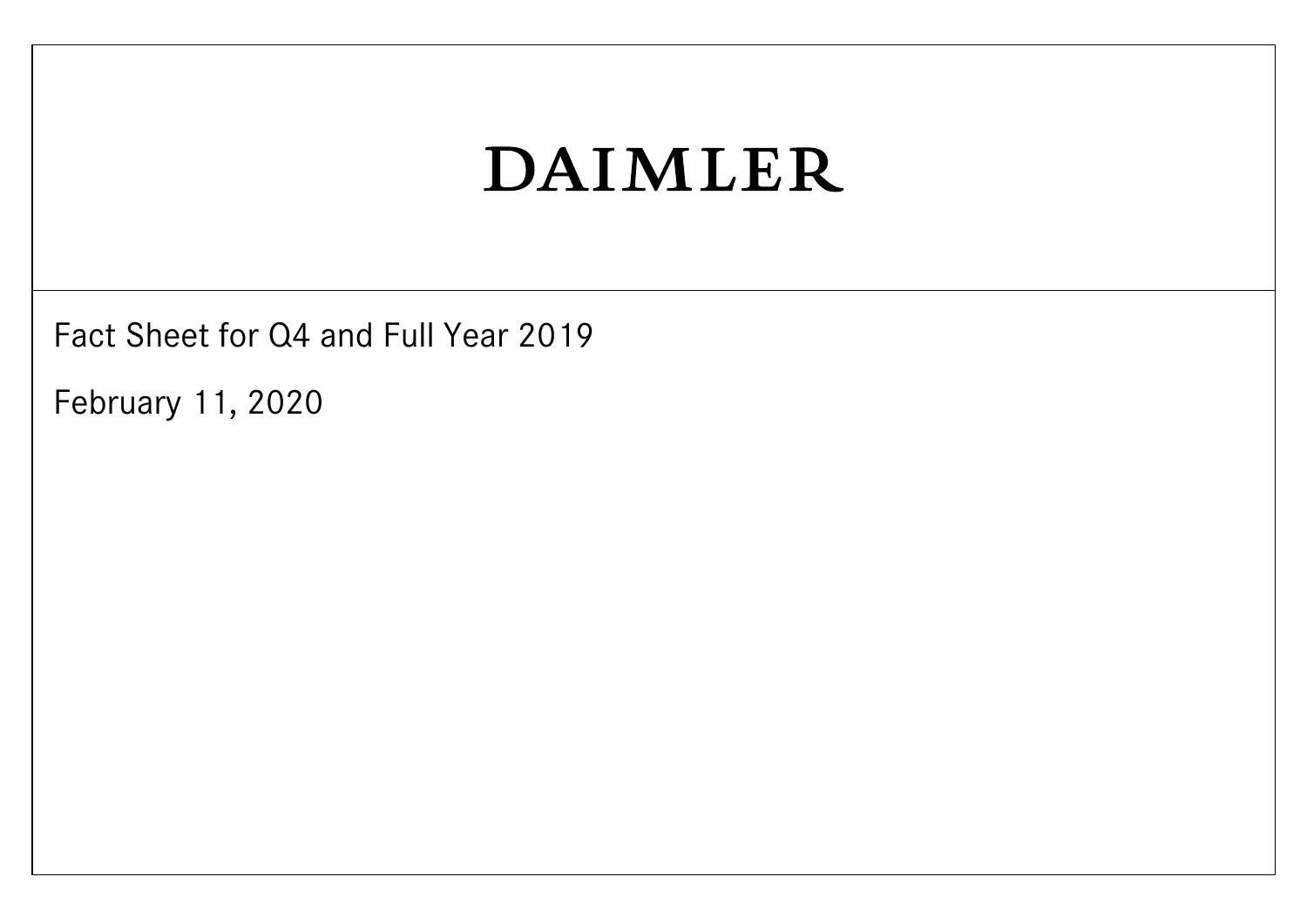# DAIMLER

Fact Sheet for Q4 and Full Year 2019

February 11, 2020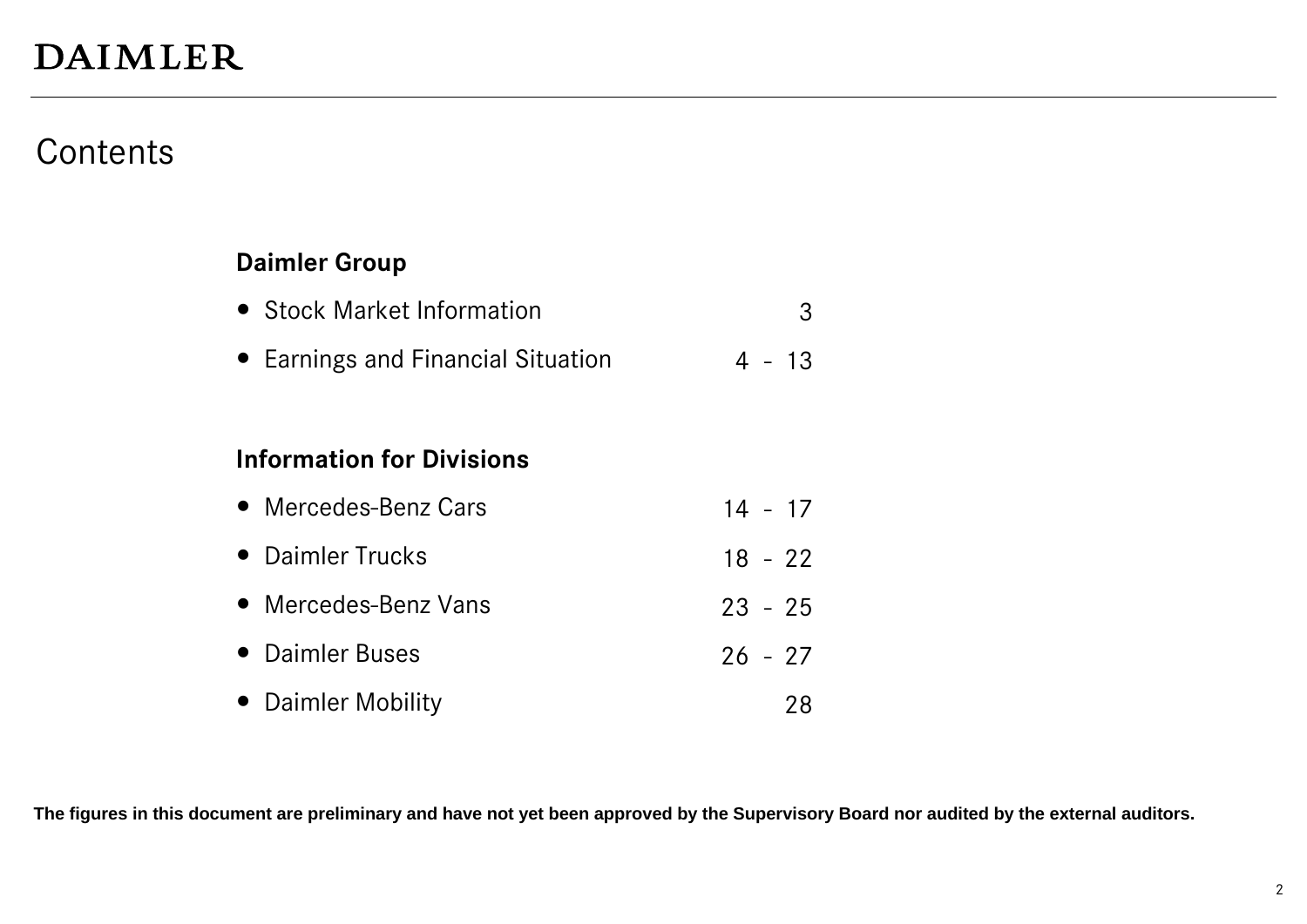DAIMLER

# Contents

| | |
|---|---|
| **Daimler Group** | |
| • Stock Market Information | 3 |
| • Earnings and Financial Situation | 4 - 13 |
| | |
| **Information for Divisions** | |
| • Mercedes-Benz Cars | 14 - 17 |
| • Daimler Trucks | 18 - 22 |
| • Mercedes-Benz Vans | 23 - 25 |
| • Daimler Buses | 26 - 27 |
| • Daimler Mobility | 28 |

**The figures in this document are preliminary and have not yet been approved by the Supervisory Board nor audited by the external auditors.**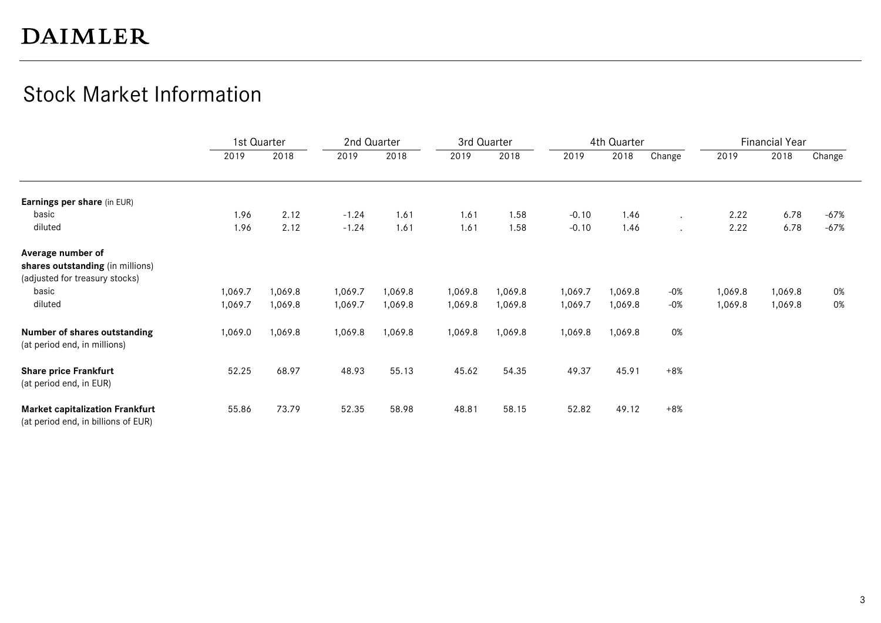# DAIMLER

## Stock Market Information

| | 1st Quarter | | 2nd Quarter | | 3rd Quarter | | 4th Quarter | | | Financial Year | | |
|---|---|---|---|---|---|---|---|---|---|---|---|---|
| | 2019 | 2018 | 2019 | 2018 | 2019 | 2018 | 2019 | 2018 | Change | 2019 | 2018 | Change |
| **Earnings per share** (in EUR) | | | | | | | | | | | | |
| basic | 1.96 | 2.12 | -1.24 | 1.61 | 1.61 | 1.58 | -0.10 | 1.46 | . | 2.22 | 6.78 | -67% |
| diluted | 1.96 | 2.12 | -1.24 | 1.61 | 1.61 | 1.58 | -0.10 | 1.46 | . | 2.22 | 6.78 | -67% |
| **Average number of shares outstanding** (in millions) (adjusted for treasury stocks) | | | | | | | | | | | | |
| basic | 1,069.7 | 1,069.8 | 1,069.7 | 1,069.8 | 1,069.8 | 1,069.8 | 1,069.7 | 1,069.8 | -0% | 1,069.8 | 1,069.8 | 0% |
| diluted | 1,069.7 | 1,069.8 | 1,069.7 | 1,069.8 | 1,069.8 | 1,069.8 | 1,069.7 | 1,069.8 | -0% | 1,069.8 | 1,069.8 | 0% |
| **Number of shares outstanding** (at period end, in millions) | 1,069.0 | 1,069.8 | 1,069.8 | 1,069.8 | 1,069.8 | 1,069.8 | 1,069.8 | 1,069.8 | 0% | | | |
| **Share price Frankfurt** (at period end, in EUR) | 52.25 | 68.97 | 48.93 | 55.13 | 45.62 | 54.35 | 49.37 | 45.91 | +8% | | | |
| **Market capitalization Frankfurt** (at period end, in billions of EUR) | 55.86 | 73.79 | 52.35 | 58.98 | 48.81 | 58.15 | 52.82 | 49.12 | +8% | | | |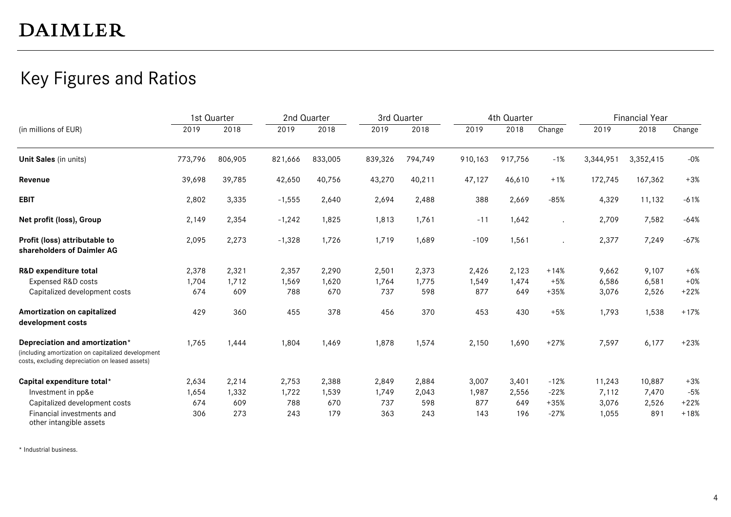# DAIMLER

## Key Figures and Ratios

| (in millions of EUR) | 1st Quarter | | 2nd Quarter | | 3rd Quarter | | 4th Quarter | | | Financial Year | | |
|---|---|---|---|---|---|---|---|---|---|---|---|---|
| | 2019 | 2018 | 2019 | 2018 | 2019 | 2018 | 2019 | 2018 | Change | 2019 | 2018 | Change |
| **Unit Sales** (in units) | 773,796 | 806,905 | 821,666 | 833,005 | 839,326 | 794,749 | 910,163 | 917,756 | -1% | 3,344,951 | 3,352,415 | -0% |
| **Revenue** | 39,698 | 39,785 | 42,650 | 40,756 | 43,270 | 40,211 | 47,127 | 46,610 | +1% | 172,745 | 167,362 | +3% |
| **EBIT** | 2,802 | 3,335 | -1,555 | 2,640 | 2,694 | 2,488 | 388 | 2,669 | -85% | 4,329 | 11,132 | -61% |
| **Net profit (loss), Group** | 2,149 | 2,354 | -1,242 | 1,825 | 1,813 | 1,761 | -11 | 1,642 | . | 2,709 | 7,582 | -64% |
| **Profit (loss) attributable to shareholders of Daimler AG** | 2,095 | 2,273 | -1,328 | 1,726 | 1,719 | 1,689 | -109 | 1,561 | . | 2,377 | 7,249 | -67% |
| **R&D expenditure total** | 2,378 | 2,321 | 2,357 | 2,290 | 2,501 | 2,373 | 2,426 | 2,123 | +14% | 9,662 | 9,107 | +6% |
| Expensed R&D costs | 1,704 | 1,712 | 1,569 | 1,620 | 1,764 | 1,775 | 1,549 | 1,474 | +5% | 6,586 | 6,581 | +0% |
| Capitalized development costs | 674 | 609 | 788 | 670 | 737 | 598 | 877 | 649 | +35% | 3,076 | 2,526 | +22% |
| **Amortization on capitalized development costs** | 429 | 360 | 455 | 378 | 456 | 370 | 453 | 430 | +5% | 1,793 | 1,538 | +17% |
| **Depreciation and amortization*** (including amortization on capitalized development costs, excluding depreciation on leased assets) | 1,765 | 1,444 | 1,804 | 1,469 | 1,878 | 1,574 | 2,150 | 1,690 | +27% | 7,597 | 6,177 | +23% |
| **Capital expenditure total*** | 2,634 | 2,214 | 2,753 | 2,388 | 2,849 | 2,884 | 3,007 | 3,401 | -12% | 11,243 | 10,887 | +3% |
| Investment in pp&e | 1,654 | 1,332 | 1,722 | 1,539 | 1,749 | 2,043 | 1,987 | 2,556 | -22% | 7,112 | 7,470 | -5% |
| Capitalized development costs | 674 | 609 | 788 | 670 | 737 | 598 | 877 | 649 | +35% | 3,076 | 2,526 | +22% |
| Financial investments and other intangible assets | 306 | 273 | 243 | 179 | 363 | 243 | 143 | 196 | -27% | 1,055 | 891 | +18% |

* Industrial business.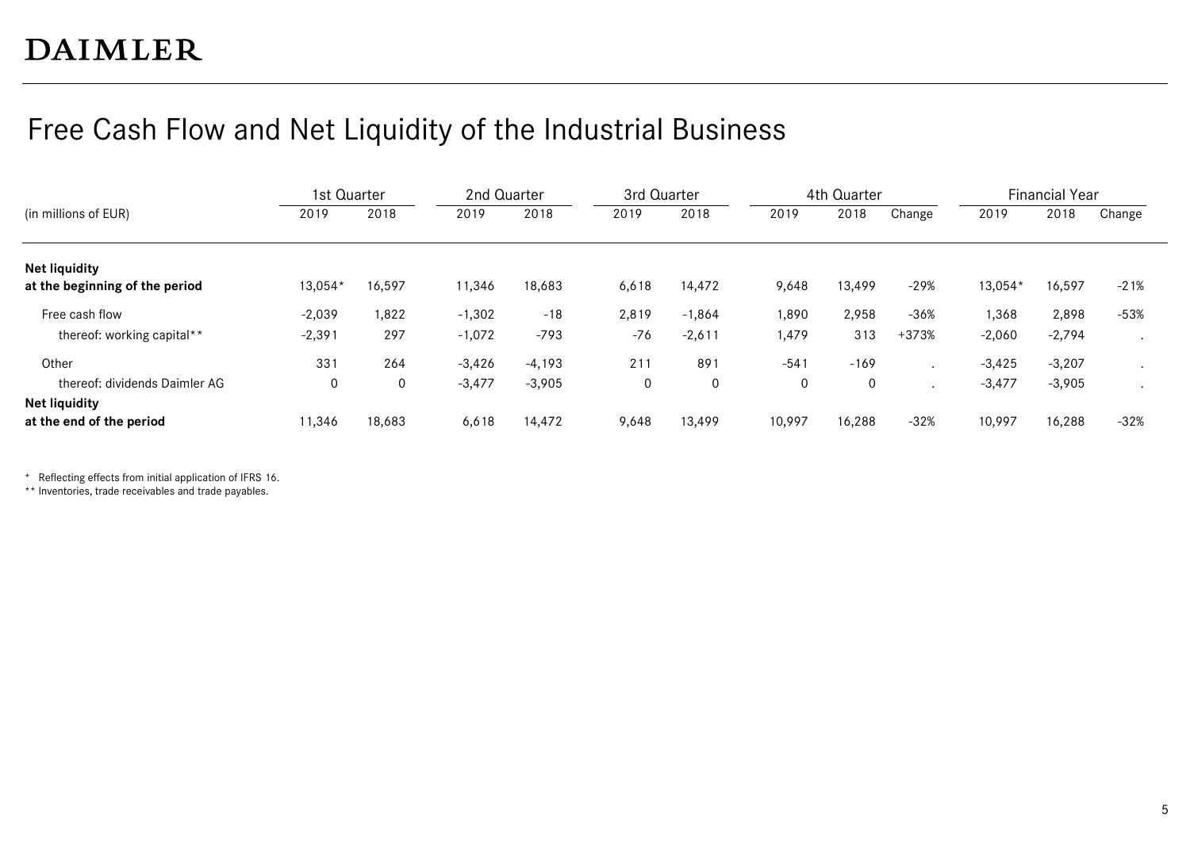# Free Cash Flow and Net Liquidity of the Industrial Business

| (in millions of EUR) | 1st Quarter | | 2nd Quarter | | 3rd Quarter | | 4th Quarter | | | Financial Year | | |
|---|---|---|---|---|---|---|---|---|---|---|---|---|
| | 2019 | 2018 | 2019 | 2018 | 2019 | 2018 | 2019 | 2018 | Change | 2019 | 2018 | Change |
| **Net liquidity at the beginning of the period** | 13,054* | 16,597 | 11,346 | 18,683 | 6,618 | 14,472 | 9,648 | 13,499 | -29% | 13,054* | 16,597 | -21% |
| Free cash flow | -2,039 | 1,822 | -1,302 | -18 | 2,819 | -1,864 | 1,890 | 2,958 | -36% | 1,368 | 2,898 | -53% |
| thereof: working capital** | -2,391 | 297 | -1,072 | -793 | -76 | -2,611 | 1,479 | 313 | +373% | -2,060 | -2,794 | . |
| Other | 331 | 264 | -3,426 | -4,193 | 211 | 891 | -541 | -169 | . | -3,425 | -3,207 | . |
| thereof: dividends Daimler AG | 0 | 0 | -3,477 | -3,905 | 0 | 0 | 0 | 0 | . | -3,477 | -3,905 | . |
| **Net liquidity at the end of the period** | 11,346 | 18,683 | 6,618 | 14,472 | 9,648 | 13,499 | 10,997 | 16,288 | -32% | 10,997 | 16,288 | -32% |

* Reflecting effects from initial application of IFRS 16.
** Inventories, trade receivables and trade payables.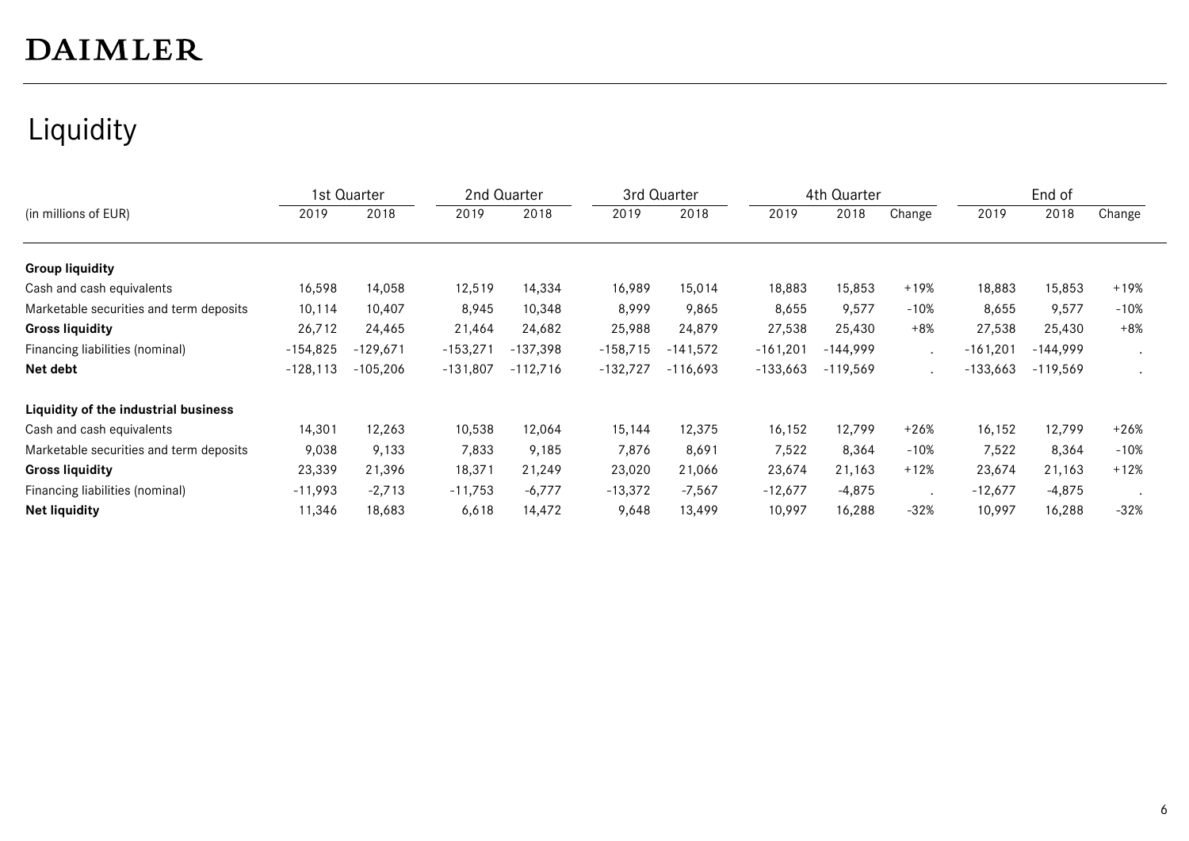DAIMLER

# Liquidity

| (in millions of EUR) | 1st Quarter | | 2nd Quarter | | 3rd Quarter | | 4th Quarter | | | End of | | |
|---|---|---|---|---|---|---|---|---|---|---|---|---|
| | 2019 | 2018 | 2019 | 2018 | 2019 | 2018 | 2019 | 2018 | Change | 2019 | 2018 | Change |
| **Group liquidity** | | | | | | | | | | | | |
| Cash and cash equivalents | 16,598 | 14,058 | 12,519 | 14,334 | 16,989 | 15,014 | 18,883 | 15,853 | +19% | 18,883 | 15,853 | +19% |
| Marketable securities and term deposits | 10,114 | 10,407 | 8,945 | 10,348 | 8,999 | 9,865 | 8,655 | 9,577 | -10% | 8,655 | 9,577 | -10% |
| **Gross liquidity** | 26,712 | 24,465 | 21,464 | 24,682 | 25,988 | 24,879 | 27,538 | 25,430 | +8% | 27,538 | 25,430 | +8% |
| Financing liabilities (nominal) | -154,825 | -129,671 | -153,271 | -137,398 | -158,715 | -141,572 | -161,201 | -144,999 | . | -161,201 | -144,999 | . |
| **Net debt** | -128,113 | -105,206 | -131,807 | -112,716 | -132,727 | -116,693 | -133,663 | -119,569 | . | -133,663 | -119,569 | . |
| **Liquidity of the industrial business** | | | | | | | | | | | | |
| Cash and cash equivalents | 14,301 | 12,263 | 10,538 | 12,064 | 15,144 | 12,375 | 16,152 | 12,799 | +26% | 16,152 | 12,799 | +26% |
| Marketable securities and term deposits | 9,038 | 9,133 | 7,833 | 9,185 | 7,876 | 8,691 | 7,522 | 8,364 | -10% | 7,522 | 8,364 | -10% |
| **Gross liquidity** | 23,339 | 21,396 | 18,371 | 21,249 | 23,020 | 21,066 | 23,674 | 21,163 | +12% | 23,674 | 21,163 | +12% |
| Financing liabilities (nominal) | -11,993 | -2,713 | -11,753 | -6,777 | -13,372 | -7,567 | -12,677 | -4,875 | . | -12,677 | -4,875 | . |
| **Net liquidity** | 11,346 | 18,683 | 6,618 | 14,472 | 9,648 | 13,499 | 10,997 | 16,288 | -32% | 10,997 | 16,288 | -32% |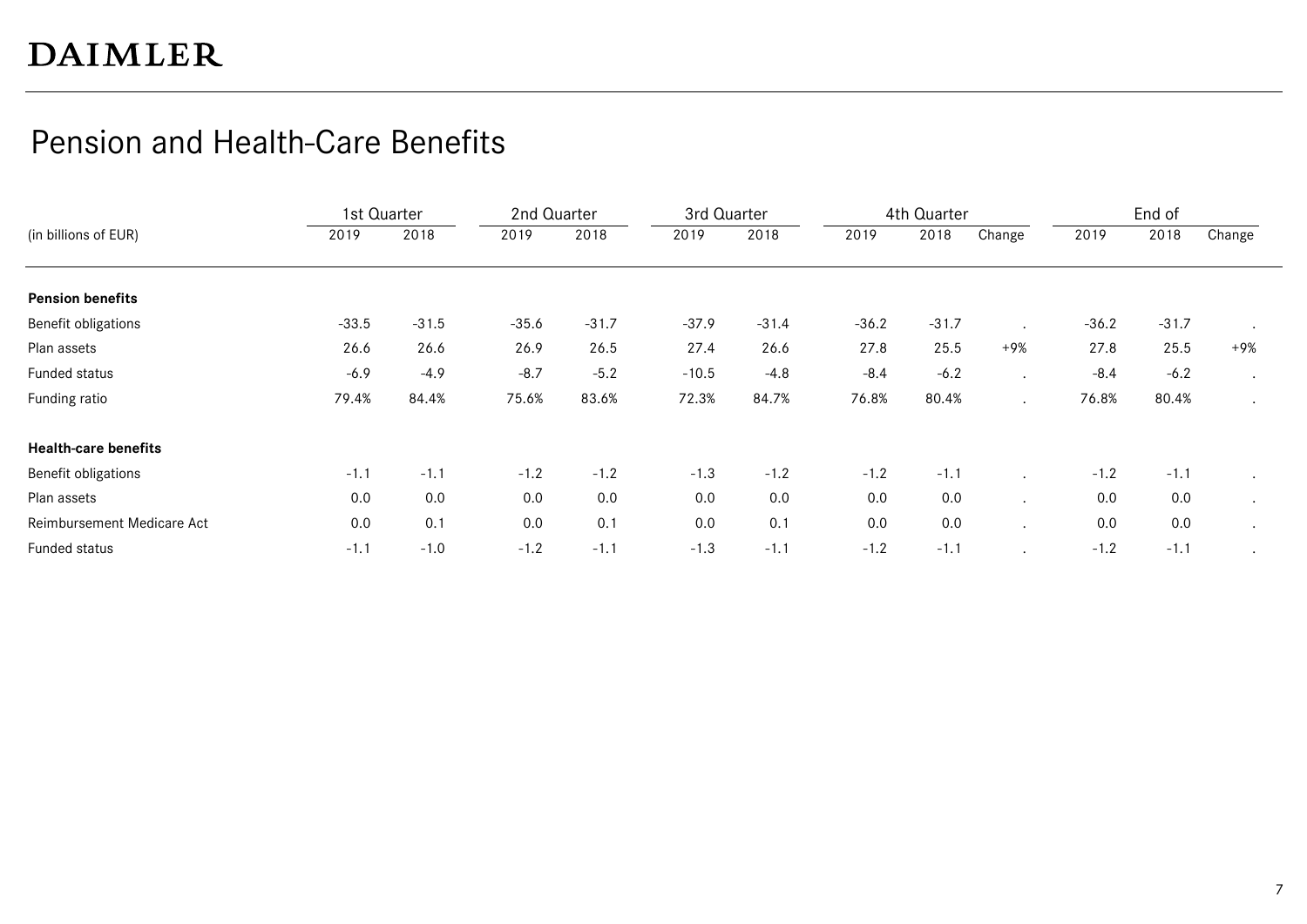# DAIMLER

## Pension and Health-Care Benefits

| (in billions of EUR) | 1st Quarter | | 2nd Quarter | | 3rd Quarter | | 4th Quarter | | | End of | | |
|---|---|---|---|---|---|---|---|---|---|---|---|---|
| | 2019 | 2018 | 2019 | 2018 | 2019 | 2018 | 2019 | 2018 | Change | 2019 | 2018 | Change |
| **Pension benefits** | | | | | | | | | | | | |
| Benefit obligations | -33.5 | -31.5 | -35.6 | -31.7 | -37.9 | -31.4 | -36.2 | -31.7 | . | -36.2 | -31.7 | . |
| Plan assets | 26.6 | 26.6 | 26.9 | 26.5 | 27.4 | 26.6 | 27.8 | 25.5 | +9% | 27.8 | 25.5 | +9% |
| Funded status | -6.9 | -4.9 | -8.7 | -5.2 | -10.5 | -4.8 | -8.4 | -6.2 | . | -8.4 | -6.2 | . |
| Funding ratio | 79.4% | 84.4% | 75.6% | 83.6% | 72.3% | 84.7% | 76.8% | 80.4% | . | 76.8% | 80.4% | . |
| **Health-care benefits** | | | | | | | | | | | | |
| Benefit obligations | -1.1 | -1.1 | -1.2 | -1.2 | -1.3 | -1.2 | -1.2 | -1.1 | . | -1.2 | -1.1 | . |
| Plan assets | 0.0 | 0.0 | 0.0 | 0.0 | 0.0 | 0.0 | 0.0 | 0.0 | . | 0.0 | 0.0 | . |
| Reimbursement Medicare Act | 0.0 | 0.1 | 0.0 | 0.1 | 0.0 | 0.1 | 0.0 | 0.0 | . | 0.0 | 0.0 | . |
| Funded status | -1.1 | -1.0 | -1.2 | -1.1 | -1.3 | -1.1 | -1.2 | -1.1 | . | -1.2 | -1.1 | . |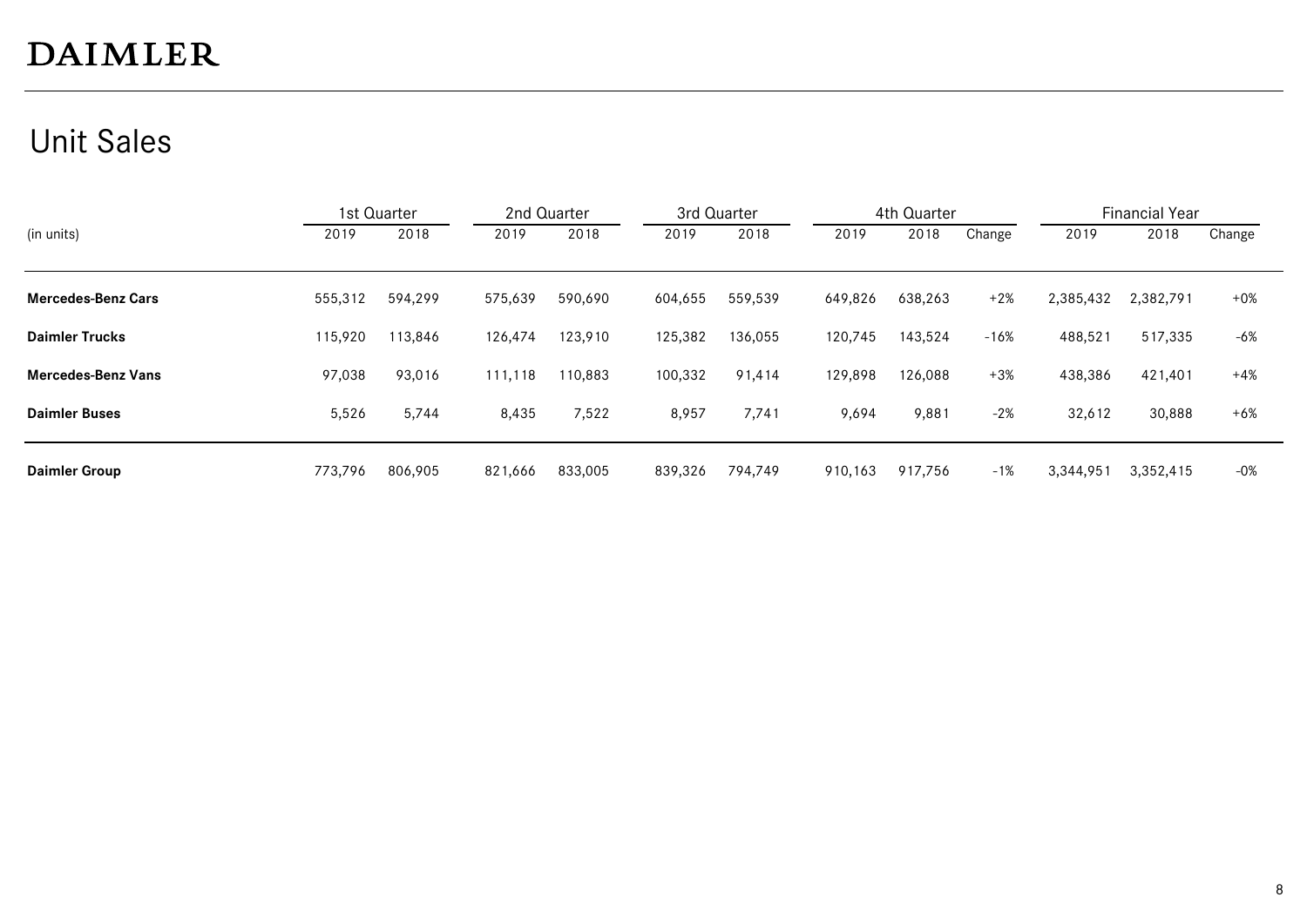DAIMLER

# Unit Sales

| (in units) | 1st Quarter | | 2nd Quarter | | 3rd Quarter | | 4th Quarter | | | Financial Year | | |
|---|---|---|---|---|---|---|---|---|---|---|---|---|
| | 2019 | 2018 | 2019 | 2018 | 2019 | 2018 | 2019 | 2018 | Change | 2019 | 2018 | Change |
| **Mercedes-Benz Cars** | 555,312 | 594,299 | 575,639 | 590,690 | 604,655 | 559,539 | 649,826 | 638,263 | +2% | 2,385,432 | 2,382,791 | +0% |
| **Daimler Trucks** | 115,920 | 113,846 | 126,474 | 123,910 | 125,382 | 136,055 | 120,745 | 143,524 | -16% | 488,521 | 517,335 | -6% |
| **Mercedes-Benz Vans** | 97,038 | 93,016 | 111,118 | 110,883 | 100,332 | 91,414 | 129,898 | 126,088 | +3% | 438,386 | 421,401 | +4% |
| **Daimler Buses** | 5,526 | 5,744 | 8,435 | 7,522 | 8,957 | 7,741 | 9,694 | 9,881 | -2% | 32,612 | 30,888 | +6% |
| **Daimler Group** | 773,796 | 806,905 | 821,666 | 833,005 | 839,326 | 794,749 | 910,163 | 917,756 | -1% | 3,344,951 | 3,352,415 | -0% |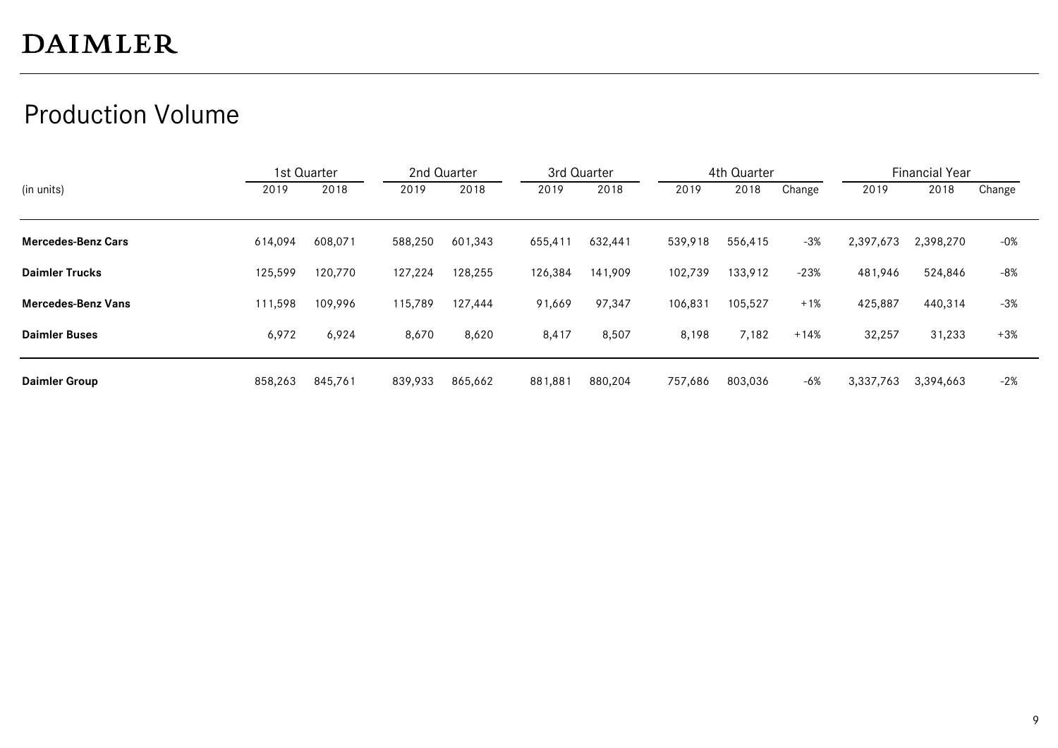# DAIMLER

## Production Volume

| (in units) | 1st Quarter | | 2nd Quarter | | 3rd Quarter | | 4th Quarter | | | Financial Year | | |
|---|---|---|---|---|---|---|---|---|---|---|---|---|
| | 2019 | 2018 | 2019 | 2018 | 2019 | 2018 | 2019 | 2018 | Change | 2019 | 2018 | Change |
| **Mercedes-Benz Cars** | 614,094 | 608,071 | 588,250 | 601,343 | 655,411 | 632,441 | 539,918 | 556,415 | -3% | 2,397,673 | 2,398,270 | -0% |
| **Daimler Trucks** | 125,599 | 120,770 | 127,224 | 128,255 | 126,384 | 141,909 | 102,739 | 133,912 | -23% | 481,946 | 524,846 | -8% |
| **Mercedes-Benz Vans** | 111,598 | 109,996 | 115,789 | 127,444 | 91,669 | 97,347 | 106,831 | 105,527 | +1% | 425,887 | 440,314 | -3% |
| **Daimler Buses** | 6,972 | 6,924 | 8,670 | 8,620 | 8,417 | 8,507 | 8,198 | 7,182 | +14% | 32,257 | 31,233 | +3% |
| **Daimler Group** | 858,263 | 845,761 | 839,933 | 865,662 | 881,881 | 880,204 | 757,686 | 803,036 | -6% | 3,337,763 | 3,394,663 | -2% |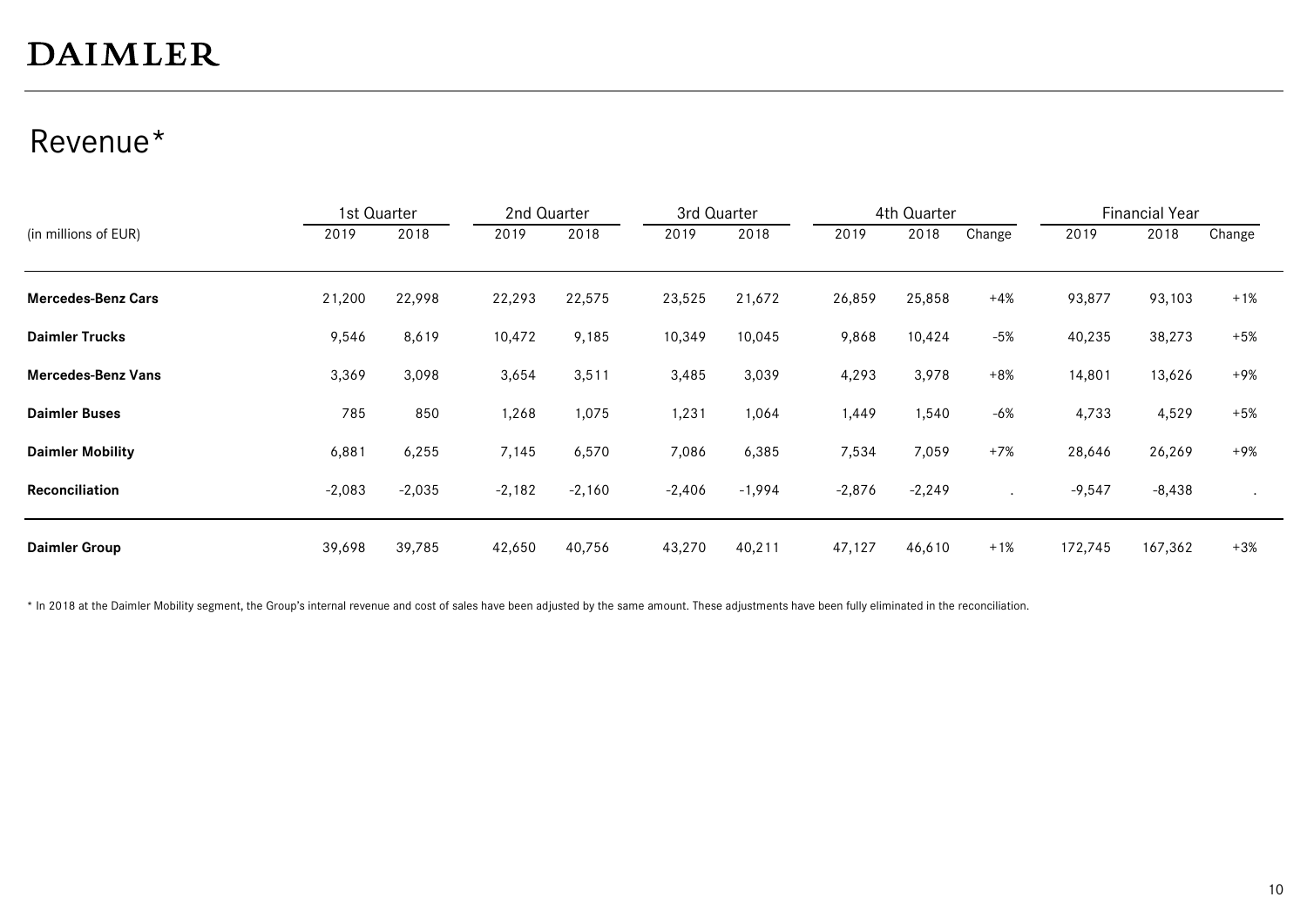DAIMLER

# Revenue*

| (in millions of EUR) | 1st Quarter | | 2nd Quarter | | 3rd Quarter | | 4th Quarter | | | Financial Year | | |
|---|---|---|---|---|---|---|---|---|---|---|---|---|
| | 2019 | 2018 | 2019 | 2018 | 2019 | 2018 | 2019 | 2018 | Change | 2019 | 2018 | Change |
| **Mercedes-Benz Cars** | 21,200 | 22,998 | 22,293 | 22,575 | 23,525 | 21,672 | 26,859 | 25,858 | +4% | 93,877 | 93,103 | +1% |
| **Daimler Trucks** | 9,546 | 8,619 | 10,472 | 9,185 | 10,349 | 10,045 | 9,868 | 10,424 | -5% | 40,235 | 38,273 | +5% |
| **Mercedes-Benz Vans** | 3,369 | 3,098 | 3,654 | 3,511 | 3,485 | 3,039 | 4,293 | 3,978 | +8% | 14,801 | 13,626 | +9% |
| **Daimler Buses** | 785 | 850 | 1,268 | 1,075 | 1,231 | 1,064 | 1,449 | 1,540 | -6% | 4,733 | 4,529 | +5% |
| **Daimler Mobility** | 6,881 | 6,255 | 7,145 | 6,570 | 7,086 | 6,385 | 7,534 | 7,059 | +7% | 28,646 | 26,269 | +9% |
| **Reconciliation** | -2,083 | -2,035 | -2,182 | -2,160 | -2,406 | -1,994 | -2,876 | -2,249 | . | -9,547 | -8,438 | . |
| **Daimler Group** | 39,698 | 39,785 | 42,650 | 40,756 | 43,270 | 40,211 | 47,127 | 46,610 | +1% | 172,745 | 167,362 | +3% |

* In 2018 at the Daimler Mobility segment, the Group's internal revenue and cost of sales have been adjusted by the same amount. These adjustments have been fully eliminated in the reconciliation.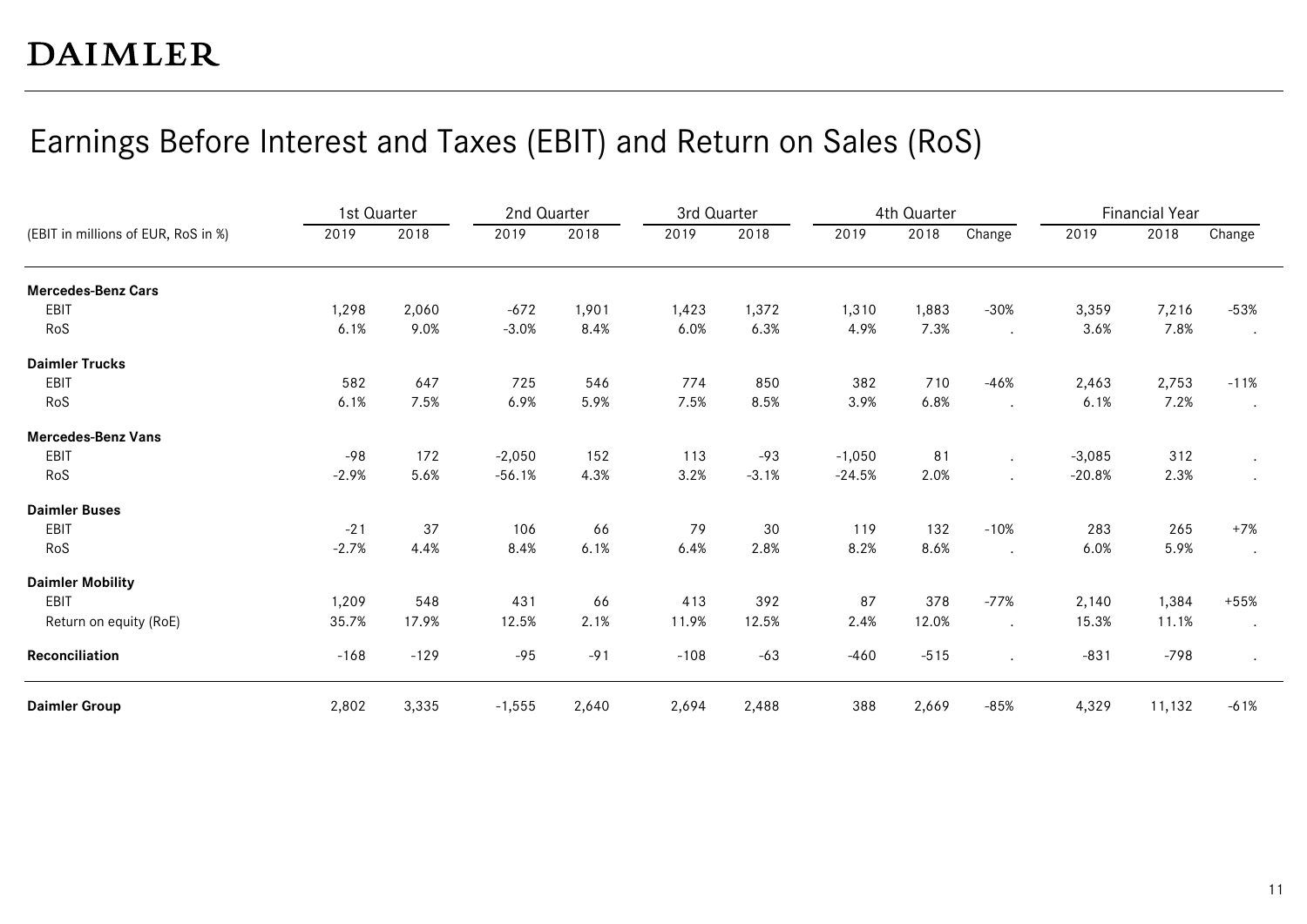DAIMLER

# Earnings Before Interest and Taxes (EBIT) and Return on Sales (RoS)

| (EBIT in millions of EUR, RoS in %) | 1st Quarter | | 2nd Quarter | | 3rd Quarter | | 4th Quarter | | | Financial Year | | |
|---|---|---|---|---|---|---|---|---|---|---|---|---|
| | 2019 | 2018 | 2019 | 2018 | 2019 | 2018 | 2019 | 2018 | Change | 2019 | 2018 | Change |
| **Mercedes-Benz Cars** | | | | | | | | | | | | |
| EBIT | 1,298 | 2,060 | -672 | 1,901 | 1,423 | 1,372 | 1,310 | 1,883 | -30% | 3,359 | 7,216 | -53% |
| RoS | 6.1% | 9.0% | -3.0% | 8.4% | 6.0% | 6.3% | 4.9% | 7.3% | . | 3.6% | 7.8% | . |
| **Daimler Trucks** | | | | | | | | | | | | |
| EBIT | 582 | 647 | 725 | 546 | 774 | 850 | 382 | 710 | -46% | 2,463 | 2,753 | -11% |
| RoS | 6.1% | 7.5% | 6.9% | 5.9% | 7.5% | 8.5% | 3.9% | 6.8% | . | 6.1% | 7.2% | . |
| **Mercedes-Benz Vans** | | | | | | | | | | | | |
| EBIT | -98 | 172 | -2,050 | 152 | 113 | -93 | -1,050 | 81 | . | -3,085 | 312 | . |
| RoS | -2.9% | 5.6% | -56.1% | 4.3% | 3.2% | -3.1% | -24.5% | 2.0% | . | -20.8% | 2.3% | . |
| **Daimler Buses** | | | | | | | | | | | | |
| EBIT | -21 | 37 | 106 | 66 | 79 | 30 | 119 | 132 | -10% | 283 | 265 | +7% |
| RoS | -2.7% | 4.4% | 8.4% | 6.1% | 6.4% | 2.8% | 8.2% | 8.6% | . | 6.0% | 5.9% | . |
| **Daimler Mobility** | | | | | | | | | | | | |
| EBIT | 1,209 | 548 | 431 | 66 | 413 | 392 | 87 | 378 | -77% | 2,140 | 1,384 | +55% |
| Return on equity (RoE) | 35.7% | 17.9% | 12.5% | 2.1% | 11.9% | 12.5% | 2.4% | 12.0% | . | 15.3% | 11.1% | . |
| **Reconciliation** | -168 | -129 | -95 | -91 | -108 | -63 | -460 | -515 | . | -831 | -798 | . |
| **Daimler Group** | 2,802 | 3,335 | -1,555 | 2,640 | 2,694 | 2,488 | 388 | 2,669 | -85% | 4,329 | 11,132 | -61% |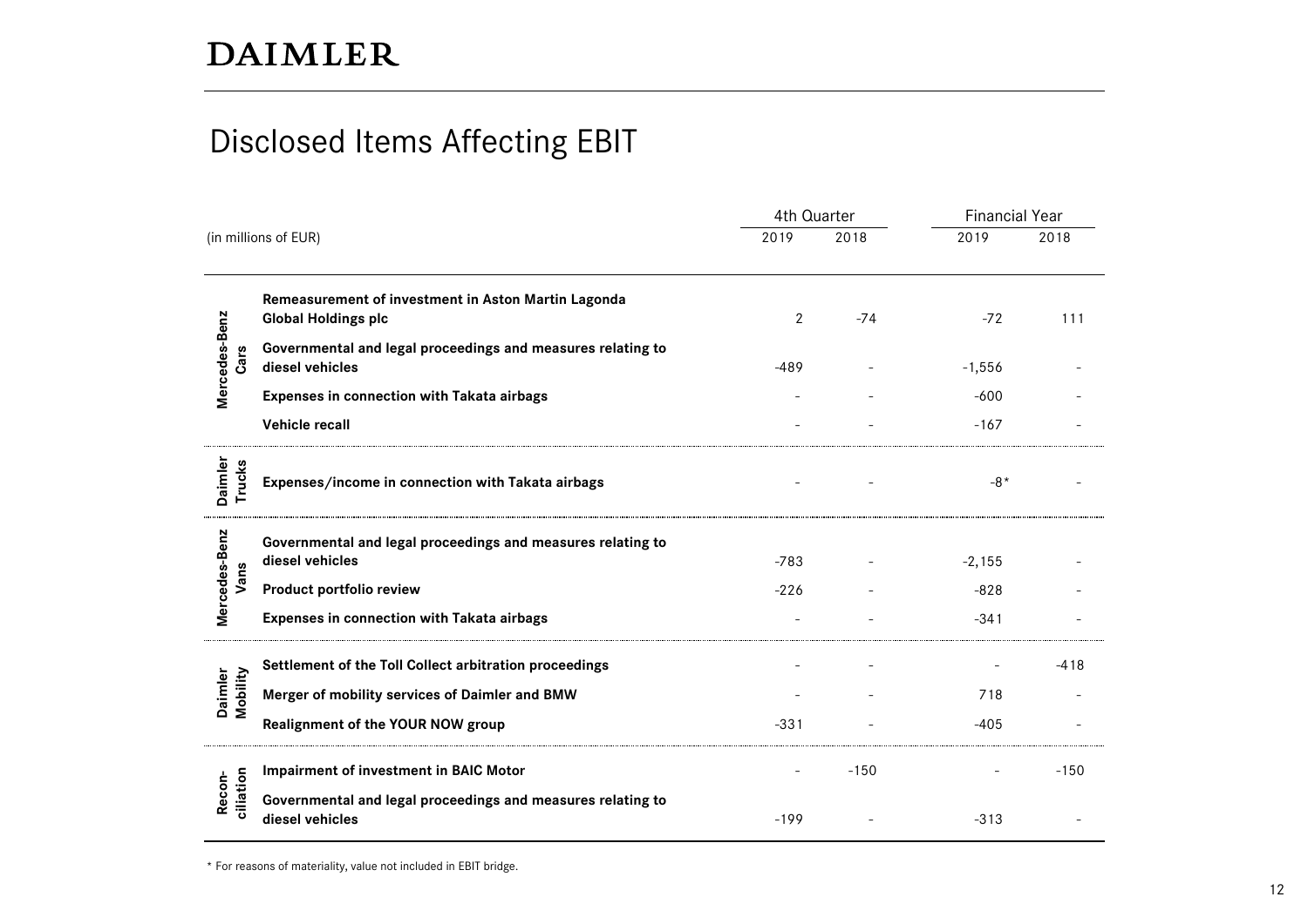DAIMLER

# Disclosed Items Affecting EBIT

| (in millions of EUR) | | 4th Quarter 2019 | 4th Quarter 2018 | Financial Year 2019 | Financial Year 2018 |
|---|---|---|---|---|---|
| **Mercedes-Benz Cars** | **Remeasurement of investment in Aston Martin Lagonda Global Holdings plc** | 2 | -74 | -72 | 111 |
| | **Governmental and legal proceedings and measures relating to diesel vehicles** | -489 | - | -1,556 | - |
| | **Expenses in connection with Takata airbags** | - | - | -600 | - |
| | **Vehicle recall** | - | - | -167 | - |
| **Daimler Trucks** | **Expenses/income in connection with Takata airbags** | - | - | -8* | - |
| **Mercedes-Benz Vans** | **Governmental and legal proceedings and measures relating to diesel vehicles** | -783 | - | -2,155 | - |
| | **Product portfolio review** | -226 | - | -828 | - |
| | **Expenses in connection with Takata airbags** | - | - | -341 | - |
| **Daimler Mobility** | **Settlement of the Toll Collect arbitration proceedings** | - | - | - | -418 |
| | **Merger of mobility services of Daimler and BMW** | - | - | 718 | - |
| | **Realignment of the YOUR NOW group** | -331 | - | -405 | - |
| **Reconciliation** | **Impairment of investment in BAIC Motor** | - | -150 | - | -150 |
| | **Governmental and legal proceedings and measures relating to diesel vehicles** | -199 | - | -313 | - |

* For reasons of materiality, value not included in EBIT bridge.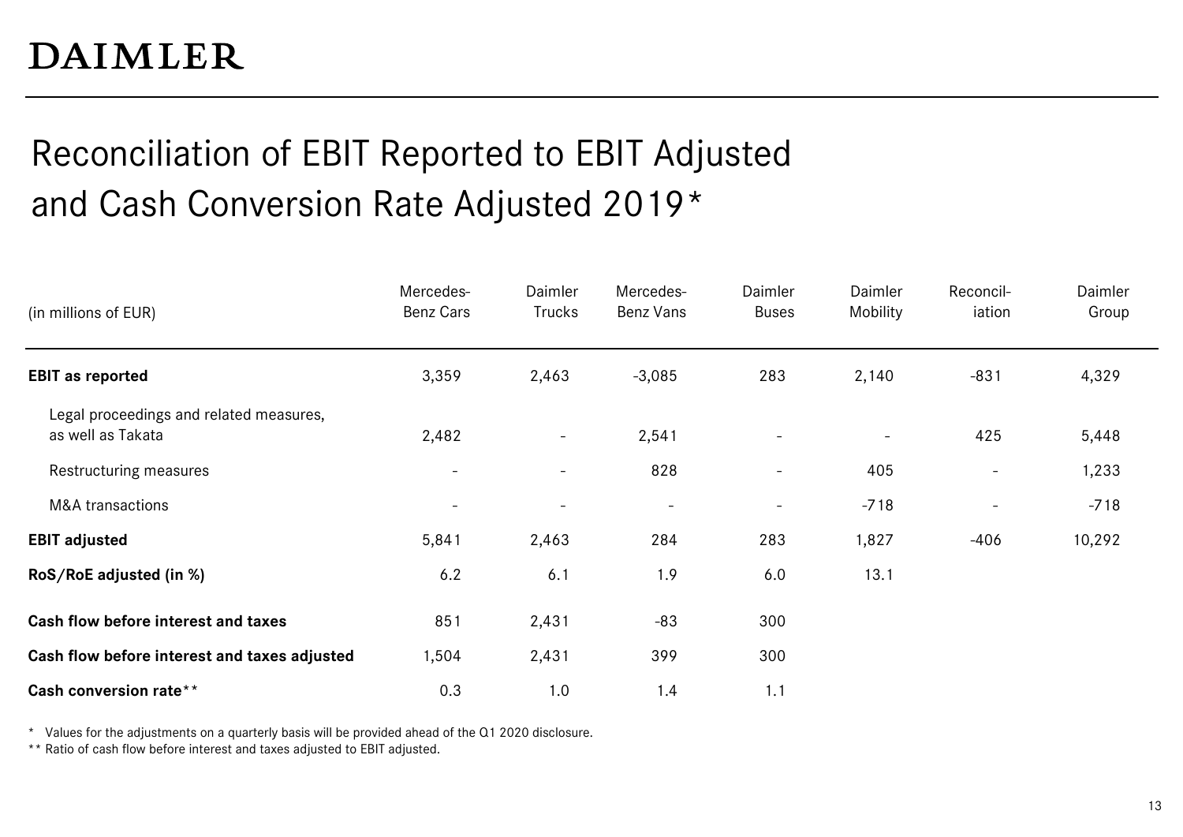DAIMLER

# Reconciliation of EBIT Reported to EBIT Adjusted and Cash Conversion Rate Adjusted 2019*

| (in millions of EUR) | Mercedes-Benz Cars | Daimler Trucks | Mercedes-Benz Vans | Daimler Buses | Daimler Mobility | Reconciliation | Daimler Group |
|---|---|---|---|---|---|---|---|
| **EBIT as reported** | 3,359 | 2,463 | -3,085 | 283 | 2,140 | -831 | 4,329 |
| Legal proceedings and related measures, as well as Takata | 2,482 | - | 2,541 | - | - | 425 | 5,448 |
| Restructuring measures | - | - | 828 | - | 405 | - | 1,233 |
| M&A transactions | - | - | - | - | -718 | - | -718 |
| **EBIT adjusted** | 5,841 | 2,463 | 284 | 283 | 1,827 | -406 | 10,292 |
| **RoS/RoE adjusted (in %)** | 6.2 | 6.1 | 1.9 | 6.0 | 13.1 | | |
| **Cash flow before interest and taxes** | 851 | 2,431 | -83 | 300 | | | |
| **Cash flow before interest and taxes adjusted** | 1,504 | 2,431 | 399 | 300 | | | |
| **Cash conversion rate**** | 0.3 | 1.0 | 1.4 | 1.1 | | | |

* Values for the adjustments on a quarterly basis will be provided ahead of the Q1 2020 disclosure.

** Ratio of cash flow before interest and taxes adjusted to EBIT adjusted.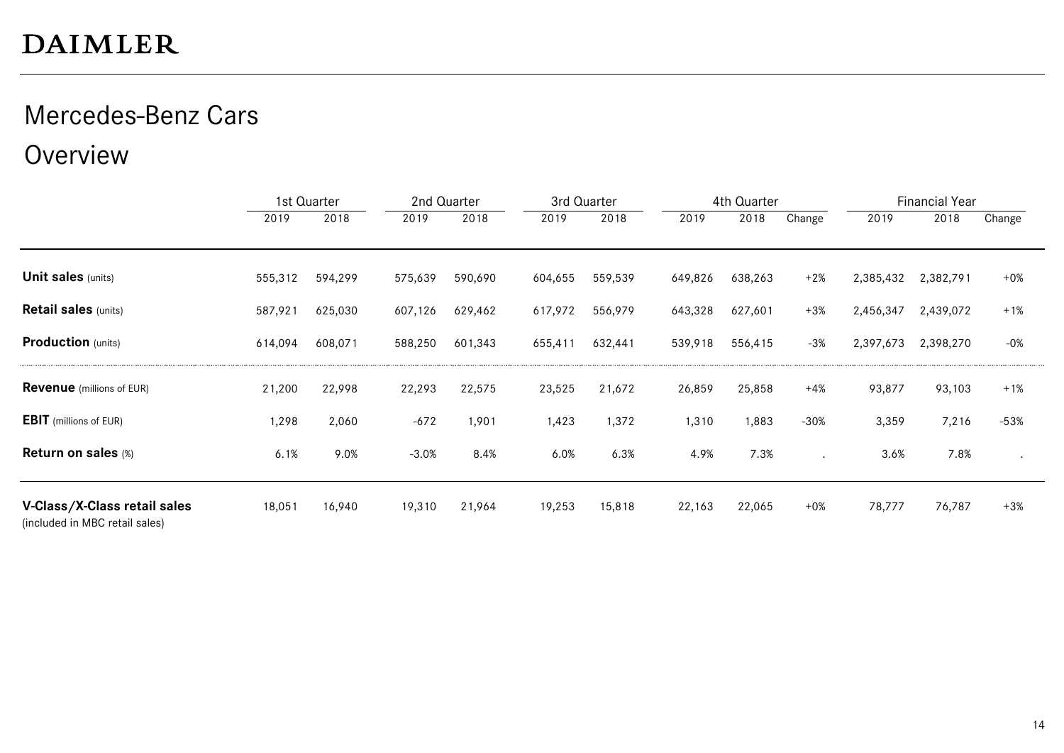DAIMLER

# Mercedes-Benz Cars
## Overview

| | 1st Quarter | | 2nd Quarter | | 3rd Quarter | | 4th Quarter | | | Financial Year | | |
|---|---|---|---|---|---|---|---|---|---|---|---|---|
| | 2019 | 2018 | 2019 | 2018 | 2019 | 2018 | 2019 | 2018 | Change | 2019 | 2018 | Change |
| **Unit sales** (units) | 555,312 | 594,299 | 575,639 | 590,690 | 604,655 | 559,539 | 649,826 | 638,263 | +2% | 2,385,432 | 2,382,791 | +0% |
| **Retail sales** (units) | 587,921 | 625,030 | 607,126 | 629,462 | 617,972 | 556,979 | 643,328 | 627,601 | +3% | 2,456,347 | 2,439,072 | +1% |
| **Production** (units) | 614,094 | 608,071 | 588,250 | 601,343 | 655,411 | 632,441 | 539,918 | 556,415 | -3% | 2,397,673 | 2,398,270 | -0% |
| **Revenue** (millions of EUR) | 21,200 | 22,998 | 22,293 | 22,575 | 23,525 | 21,672 | 26,859 | 25,858 | +4% | 93,877 | 93,103 | +1% |
| **EBIT** (millions of EUR) | 1,298 | 2,060 | -672 | 1,901 | 1,423 | 1,372 | 1,310 | 1,883 | -30% | 3,359 | 7,216 | -53% |
| **Return on sales** (%) | 6.1% | 9.0% | -3.0% | 8.4% | 6.0% | 6.3% | 4.9% | 7.3% | . | 3.6% | 7.8% | . |
| **V-Class/X-Class retail sales** (included in MBC retail sales) | 18,051 | 16,940 | 19,310 | 21,964 | 19,253 | 15,818 | 22,163 | 22,065 | +0% | 78,777 | 76,787 | +3% |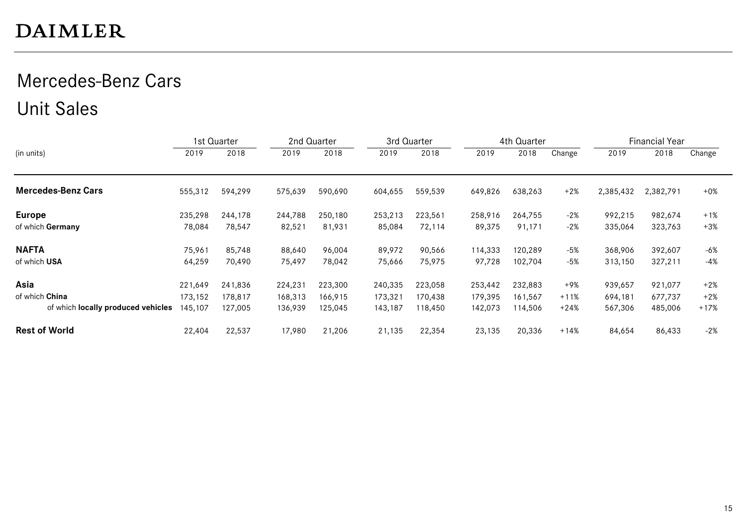DAIMLER

# Mercedes-Benz Cars

## Unit Sales

| (in units) | 1st Quarter | | 2nd Quarter | | 3rd Quarter | | 4th Quarter | | | Financial Year | | |
|---|---|---|---|---|---|---|---|---|---|---|---|---|
| | 2019 | 2018 | 2019 | 2018 | 2019 | 2018 | 2019 | 2018 | Change | 2019 | 2018 | Change |
| **Mercedes-Benz Cars** | 555,312 | 594,299 | 575,639 | 590,690 | 604,655 | 559,539 | 649,826 | 638,263 | +2% | 2,385,432 | 2,382,791 | +0% |
| **Europe** | 235,298 | 244,178 | 244,788 | 250,180 | 253,213 | 223,561 | 258,916 | 264,755 | -2% | 992,215 | 982,674 | +1% |
| of which **Germany** | 78,084 | 78,547 | 82,521 | 81,931 | 85,084 | 72,114 | 89,375 | 91,171 | -2% | 335,064 | 323,763 | +3% |
| **NAFTA** | 75,961 | 85,748 | 88,640 | 96,004 | 89,972 | 90,566 | 114,333 | 120,289 | -5% | 368,906 | 392,607 | -6% |
| of which **USA** | 64,259 | 70,490 | 75,497 | 78,042 | 75,666 | 75,975 | 97,728 | 102,704 | -5% | 313,150 | 327,211 | -4% |
| **Asia** | 221,649 | 241,836 | 224,231 | 223,300 | 240,335 | 223,058 | 253,442 | 232,883 | +9% | 939,657 | 921,077 | +2% |
| of which **China** | 173,152 | 178,817 | 168,313 | 166,915 | 173,321 | 170,438 | 179,395 | 161,567 | +11% | 694,181 | 677,737 | +2% |
| of which **locally produced vehicles** | 145,107 | 127,005 | 136,939 | 125,045 | 143,187 | 118,450 | 142,073 | 114,506 | +24% | 567,306 | 485,006 | +17% |
| **Rest of World** | 22,404 | 22,537 | 17,980 | 21,206 | 21,135 | 22,354 | 23,135 | 20,336 | +14% | 84,654 | 86,433 | -2% |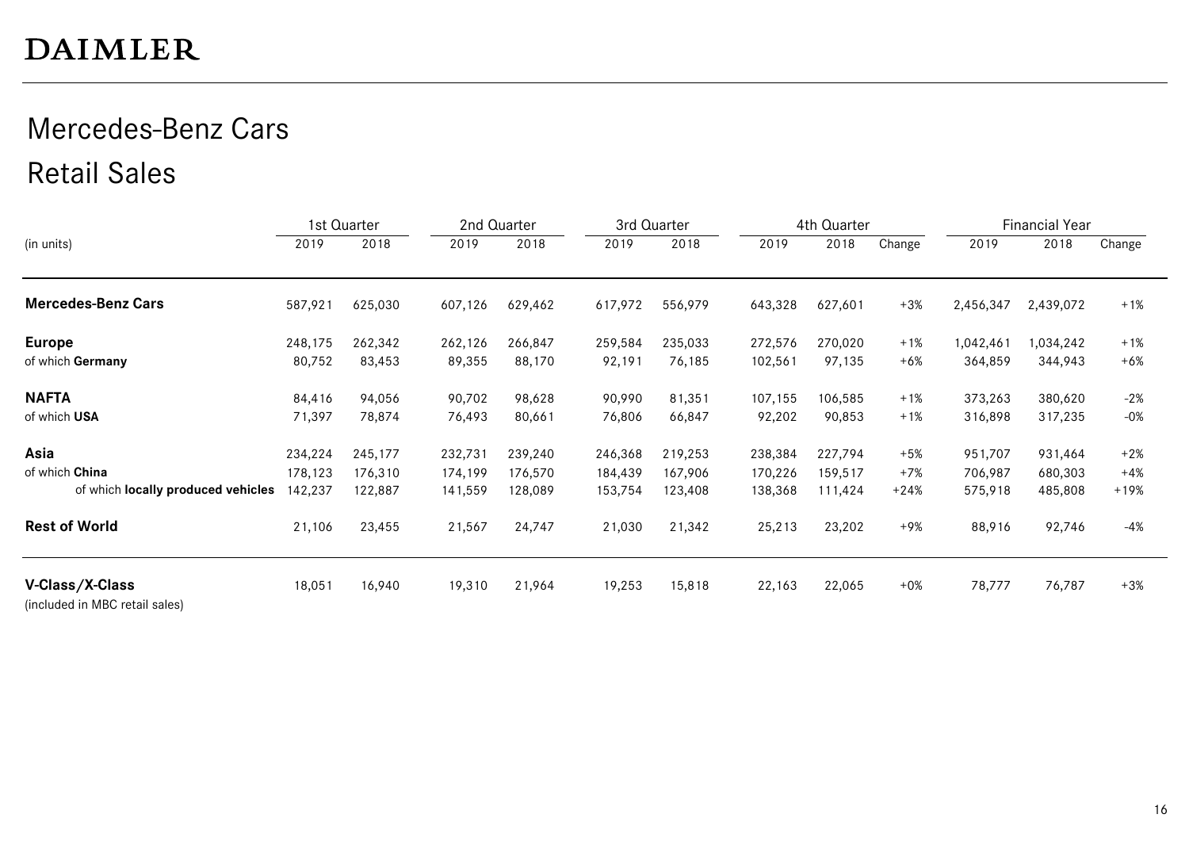DAIMLER

# Mercedes-Benz Cars
## Retail Sales

| (in units) | 1st Quarter | | 2nd Quarter | | 3rd Quarter | | 4th Quarter | | | Financial Year | | |
|---|---|---|---|---|---|---|---|---|---|---|---|---|
| | 2019 | 2018 | 2019 | 2018 | 2019 | 2018 | 2019 | 2018 | Change | 2019 | 2018 | Change |
| **Mercedes-Benz Cars** | 587,921 | 625,030 | 607,126 | 629,462 | 617,972 | 556,979 | 643,328 | 627,601 | +3% | 2,456,347 | 2,439,072 | +1% |
| **Europe** | 248,175 | 262,342 | 262,126 | 266,847 | 259,584 | 235,033 | 272,576 | 270,020 | +1% | 1,042,461 | 1,034,242 | +1% |
| of which **Germany** | 80,752 | 83,453 | 89,355 | 88,170 | 92,191 | 76,185 | 102,561 | 97,135 | +6% | 364,859 | 344,943 | +6% |
| **NAFTA** | 84,416 | 94,056 | 90,702 | 98,628 | 90,990 | 81,351 | 107,155 | 106,585 | +1% | 373,263 | 380,620 | -2% |
| of which **USA** | 71,397 | 78,874 | 76,493 | 80,661 | 76,806 | 66,847 | 92,202 | 90,853 | +1% | 316,898 | 317,235 | -0% |
| **Asia** | 234,224 | 245,177 | 232,731 | 239,240 | 246,368 | 219,253 | 238,384 | 227,794 | +5% | 951,707 | 931,464 | +2% |
| of which **China** | 178,123 | 176,310 | 174,199 | 176,570 | 184,439 | 167,906 | 170,226 | 159,517 | +7% | 706,987 | 680,303 | +4% |
| of which **locally produced vehicles** | 142,237 | 122,887 | 141,559 | 128,089 | 153,754 | 123,408 | 138,368 | 111,424 | +24% | 575,918 | 485,808 | +19% |
| **Rest of World** | 21,106 | 23,455 | 21,567 | 24,747 | 21,030 | 21,342 | 25,213 | 23,202 | +9% | 88,916 | 92,746 | -4% |
| **V-Class/X-Class** (included in MBC retail sales) | 18,051 | 16,940 | 19,310 | 21,964 | 19,253 | 15,818 | 22,163 | 22,065 | +0% | 78,777 | 76,787 | +3% |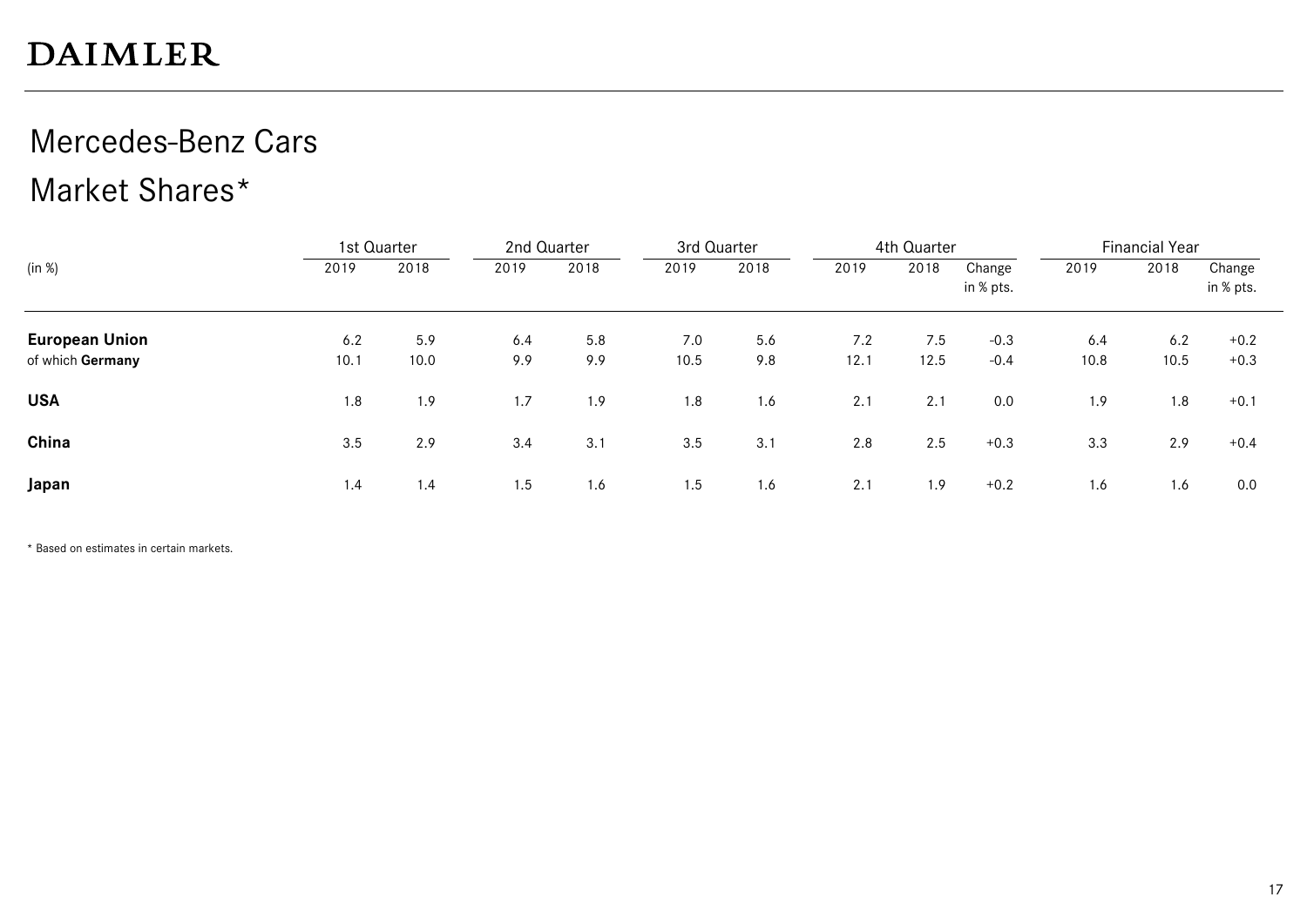DAIMLER

# Mercedes-Benz Cars

## Market Shares*

| (in %) | 1st Quarter | | 2nd Quarter | | 3rd Quarter | | 4th Quarter | | | Financial Year | | |
|---|---|---|---|---|---|---|---|---|---|---|---|---|
| | 2019 | 2018 | 2019 | 2018 | 2019 | 2018 | 2019 | 2018 | Change in % pts. | 2019 | 2018 | Change in % pts. |
| **European Union** | 6.2 | 5.9 | 6.4 | 5.8 | 7.0 | 5.6 | 7.2 | 7.5 | -0.3 | 6.4 | 6.2 | +0.2 |
| of which **Germany** | 10.1 | 10.0 | 9.9 | 9.9 | 10.5 | 9.8 | 12.1 | 12.5 | -0.4 | 10.8 | 10.5 | +0.3 |
| **USA** | 1.8 | 1.9 | 1.7 | 1.9 | 1.8 | 1.6 | 2.1 | 2.1 | 0.0 | 1.9 | 1.8 | +0.1 |
| **China** | 3.5 | 2.9 | 3.4 | 3.1 | 3.5 | 3.1 | 2.8 | 2.5 | +0.3 | 3.3 | 2.9 | +0.4 |
| **Japan** | 1.4 | 1.4 | 1.5 | 1.6 | 1.5 | 1.6 | 2.1 | 1.9 | +0.2 | 1.6 | 1.6 | 0.0 |

* Based on estimates in certain markets.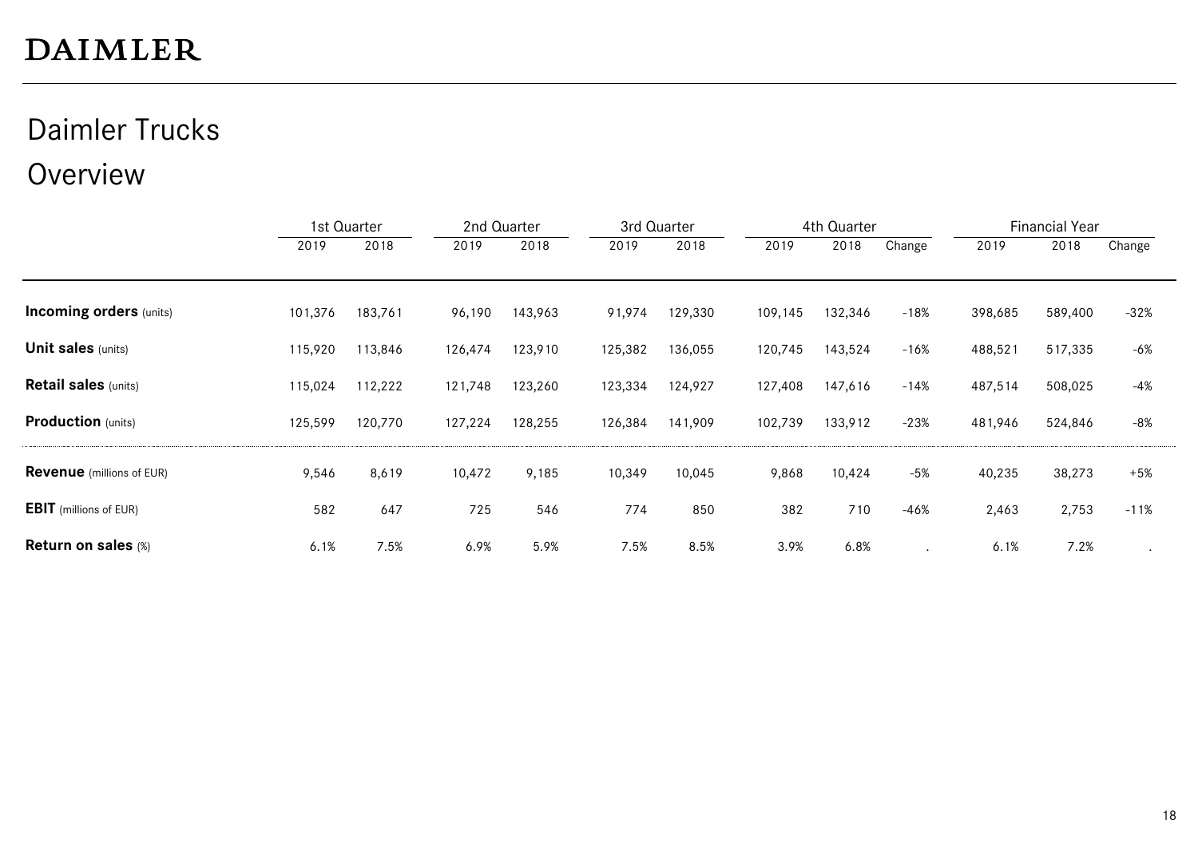# DAIMLER

## Daimler Trucks
## Overview

| | 1st Quarter | | 2nd Quarter | | 3rd Quarter | | 4th Quarter | | | Financial Year | | |
|---|---|---|---|---|---|---|---|---|---|---|---|---|
| | 2019 | 2018 | 2019 | 2018 | 2019 | 2018 | 2019 | 2018 | Change | 2019 | 2018 | Change |
| **Incoming orders** (units) | 101,376 | 183,761 | 96,190 | 143,963 | 91,974 | 129,330 | 109,145 | 132,346 | -18% | 398,685 | 589,400 | -32% |
| **Unit sales** (units) | 115,920 | 113,846 | 126,474 | 123,910 | 125,382 | 136,055 | 120,745 | 143,524 | -16% | 488,521 | 517,335 | -6% |
| **Retail sales** (units) | 115,024 | 112,222 | 121,748 | 123,260 | 123,334 | 124,927 | 127,408 | 147,616 | -14% | 487,514 | 508,025 | -4% |
| **Production** (units) | 125,599 | 120,770 | 127,224 | 128,255 | 126,384 | 141,909 | 102,739 | 133,912 | -23% | 481,946 | 524,846 | -8% |
| **Revenue** (millions of EUR) | 9,546 | 8,619 | 10,472 | 9,185 | 10,349 | 10,045 | 9,868 | 10,424 | -5% | 40,235 | 38,273 | +5% |
| **EBIT** (millions of EUR) | 582 | 647 | 725 | 546 | 774 | 850 | 382 | 710 | -46% | 2,463 | 2,753 | -11% |
| **Return on sales** (%) | 6.1% | 7.5% | 6.9% | 5.9% | 7.5% | 8.5% | 3.9% | 6.8% | . | 6.1% | 7.2% | . |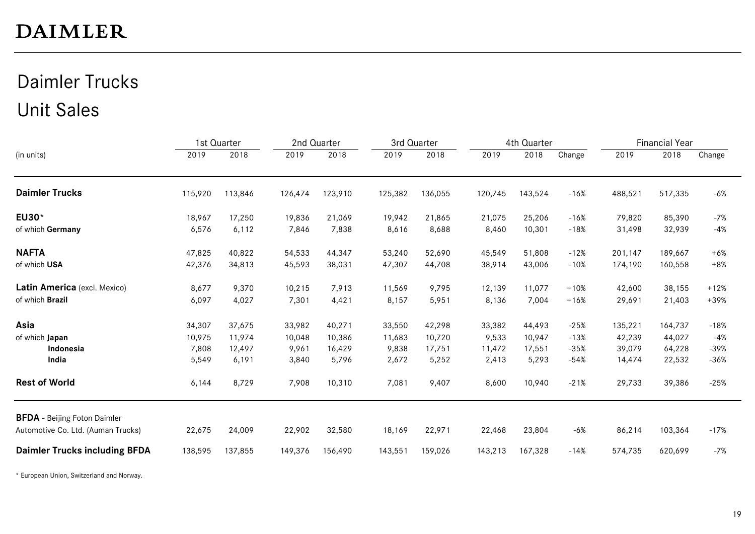# DAIMLER

## Daimler Trucks
## Unit Sales

| (in units) | 1st Quarter | | 2nd Quarter | | 3rd Quarter | | 4th Quarter | | | Financial Year | | |
|---|---|---|---|---|---|---|---|---|---|---|---|---|
| | 2019 | 2018 | 2019 | 2018 | 2019 | 2018 | 2019 | 2018 | Change | 2019 | 2018 | Change |
| **Daimler Trucks** | 115,920 | 113,846 | 126,474 | 123,910 | 125,382 | 136,055 | 120,745 | 143,524 | -16% | 488,521 | 517,335 | -6% |
| **EU30*** | 18,967 | 17,250 | 19,836 | 21,069 | 19,942 | 21,865 | 21,075 | 25,206 | -16% | 79,820 | 85,390 | -7% |
| of which **Germany** | 6,576 | 6,112 | 7,846 | 7,838 | 8,616 | 8,688 | 8,460 | 10,301 | -18% | 31,498 | 32,939 | -4% |
| **NAFTA** | 47,825 | 40,822 | 54,533 | 44,347 | 53,240 | 52,690 | 45,549 | 51,808 | -12% | 201,147 | 189,667 | +6% |
| of which **USA** | 42,376 | 34,813 | 45,593 | 38,031 | 47,307 | 44,708 | 38,914 | 43,006 | -10% | 174,190 | 160,558 | +8% |
| **Latin America** (excl. Mexico) | 8,677 | 9,370 | 10,215 | 7,913 | 11,569 | 9,795 | 12,139 | 11,077 | +10% | 42,600 | 38,155 | +12% |
| of which **Brazil** | 6,097 | 4,027 | 7,301 | 4,421 | 8,157 | 5,951 | 8,136 | 7,004 | +16% | 29,691 | 21,403 | +39% |
| **Asia** | 34,307 | 37,675 | 33,982 | 40,271 | 33,550 | 42,298 | 33,382 | 44,493 | -25% | 135,221 | 164,737 | -18% |
| of which **Japan** | 10,975 | 11,974 | 10,048 | 10,386 | 11,683 | 10,720 | 9,533 | 10,947 | -13% | 42,239 | 44,027 | -4% |
| **Indonesia** | 7,808 | 12,497 | 9,961 | 16,429 | 9,838 | 17,751 | 11,472 | 17,551 | -35% | 39,079 | 64,228 | -39% |
| **India** | 5,549 | 6,191 | 3,840 | 5,796 | 2,672 | 5,252 | 2,413 | 5,293 | -54% | 14,474 | 22,532 | -36% |
| **Rest of World** | 6,144 | 8,729 | 7,908 | 10,310 | 7,081 | 9,407 | 8,600 | 10,940 | -21% | 29,733 | 39,386 | -25% |
| **BFDA** - Beijing Foton Daimler Automotive Co. Ltd. (Auman Trucks) | 22,675 | 24,009 | 22,902 | 32,580 | 18,169 | 22,971 | 22,468 | 23,804 | -6% | 86,214 | 103,364 | -17% |
| **Daimler Trucks including BFDA** | 138,595 | 137,855 | 149,376 | 156,490 | 143,551 | 159,026 | 143,213 | 167,328 | -14% | 574,735 | 620,699 | -7% |

* European Union, Switzerland and Norway.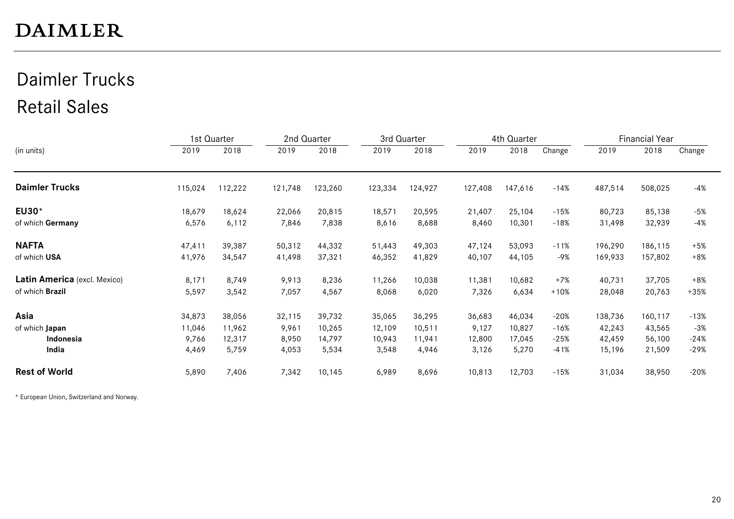# DAIMLER

## Daimler Trucks
## Retail Sales

| (in units) | 1st Quarter | | 2nd Quarter | | 3rd Quarter | | 4th Quarter | | | Financial Year | | |
|---|---|---|---|---|---|---|---|---|---|---|---|---|
| | 2019 | 2018 | 2019 | 2018 | 2019 | 2018 | 2019 | 2018 | Change | 2019 | 2018 | Change |
| **Daimler Trucks** | 115,024 | 112,222 | 121,748 | 123,260 | 123,334 | 124,927 | 127,408 | 147,616 | -14% | 487,514 | 508,025 | -4% |
| **EU30*** | 18,679 | 18,624 | 22,066 | 20,815 | 18,571 | 20,595 | 21,407 | 25,104 | -15% | 80,723 | 85,138 | -5% |
| of which **Germany** | 6,576 | 6,112 | 7,846 | 7,838 | 8,616 | 8,688 | 8,460 | 10,301 | -18% | 31,498 | 32,939 | -4% |
| **NAFTA** | 47,411 | 39,387 | 50,312 | 44,332 | 51,443 | 49,303 | 47,124 | 53,093 | -11% | 196,290 | 186,115 | +5% |
| of which **USA** | 41,976 | 34,547 | 41,498 | 37,321 | 46,352 | 41,829 | 40,107 | 44,105 | -9% | 169,933 | 157,802 | +8% |
| **Latin America** (excl. Mexico) | 8,171 | 8,749 | 9,913 | 8,236 | 11,266 | 10,038 | 11,381 | 10,682 | +7% | 40,731 | 37,705 | +8% |
| of which **Brazil** | 5,597 | 3,542 | 7,057 | 4,567 | 8,068 | 6,020 | 7,326 | 6,634 | +10% | 28,048 | 20,763 | +35% |
| **Asia** | 34,873 | 38,056 | 32,115 | 39,732 | 35,065 | 36,295 | 36,683 | 46,034 | -20% | 138,736 | 160,117 | -13% |
| of which **Japan** | 11,046 | 11,962 | 9,961 | 10,265 | 12,109 | 10,511 | 9,127 | 10,827 | -16% | 42,243 | 43,565 | -3% |
| **Indonesia** | 9,766 | 12,317 | 8,950 | 14,797 | 10,943 | 11,941 | 12,800 | 17,045 | -25% | 42,459 | 56,100 | -24% |
| **India** | 4,469 | 5,759 | 4,053 | 5,534 | 3,548 | 4,946 | 3,126 | 5,270 | -41% | 15,196 | 21,509 | -29% |
| **Rest of World** | 5,890 | 7,406 | 7,342 | 10,145 | 6,989 | 8,696 | 10,813 | 12,703 | -15% | 31,034 | 38,950 | -20% |

* European Union, Switzerland and Norway.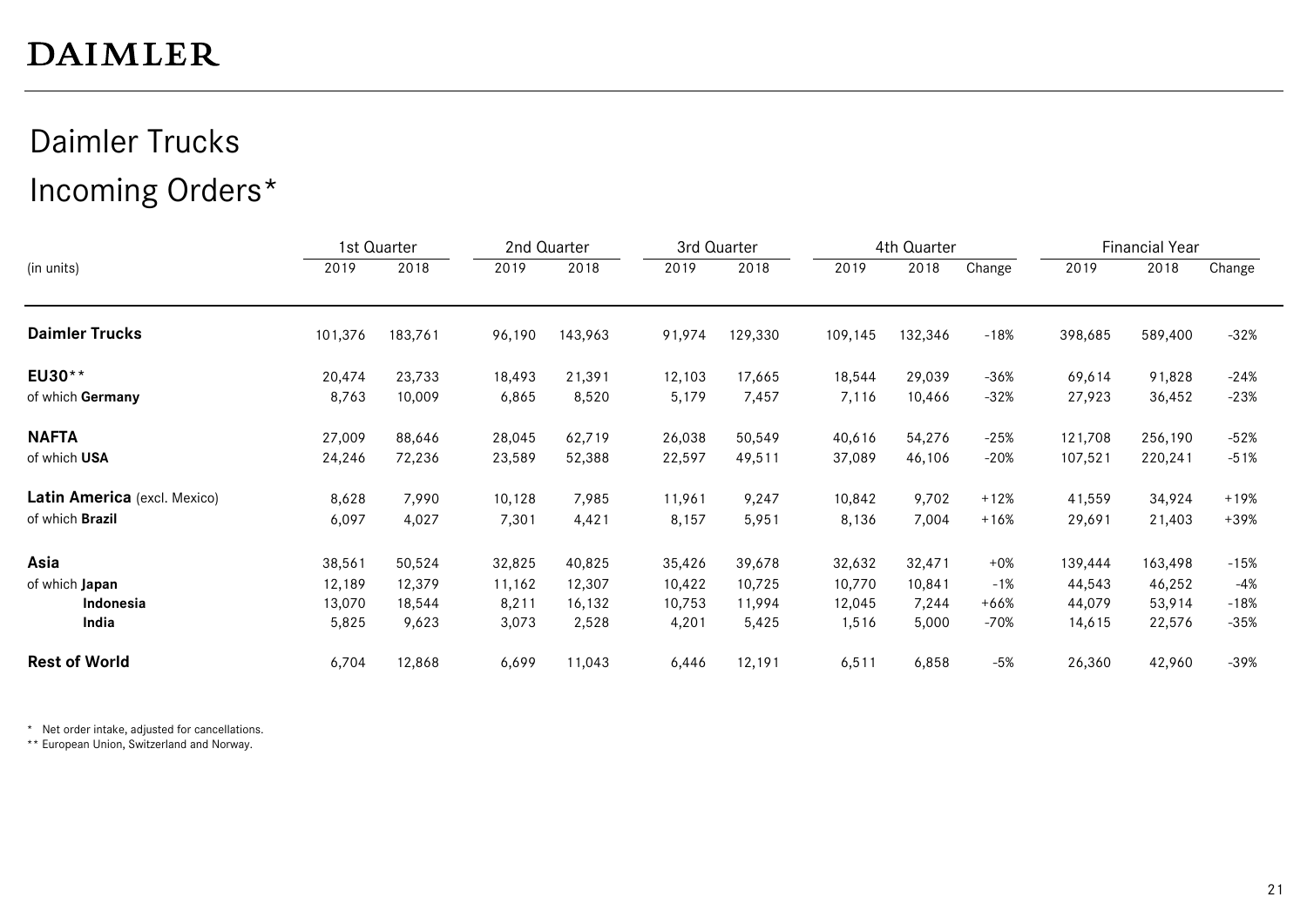# DAIMLER

## Daimler Trucks
## Incoming Orders*

| (in units) | 1st Quarter | | 2nd Quarter | | 3rd Quarter | | 4th Quarter | | | Financial Year | | |
|---|---|---|---|---|---|---|---|---|---|---|---|---|
| | 2019 | 2018 | 2019 | 2018 | 2019 | 2018 | 2019 | 2018 | Change | 2019 | 2018 | Change |
| **Daimler Trucks** | 101,376 | 183,761 | 96,190 | 143,963 | 91,974 | 129,330 | 109,145 | 132,346 | -18% | 398,685 | 589,400 | -32% |
| **EU30**** | 20,474 | 23,733 | 18,493 | 21,391 | 12,103 | 17,665 | 18,544 | 29,039 | -36% | 69,614 | 91,828 | -24% |
| of which **Germany** | 8,763 | 10,009 | 6,865 | 8,520 | 5,179 | 7,457 | 7,116 | 10,466 | -32% | 27,923 | 36,452 | -23% |
| **NAFTA** | 27,009 | 88,646 | 28,045 | 62,719 | 26,038 | 50,549 | 40,616 | 54,276 | -25% | 121,708 | 256,190 | -52% |
| of which **USA** | 24,246 | 72,236 | 23,589 | 52,388 | 22,597 | 49,511 | 37,089 | 46,106 | -20% | 107,521 | 220,241 | -51% |
| **Latin America** (excl. Mexico) | 8,628 | 7,990 | 10,128 | 7,985 | 11,961 | 9,247 | 10,842 | 9,702 | +12% | 41,559 | 34,924 | +19% |
| of which **Brazil** | 6,097 | 4,027 | 7,301 | 4,421 | 8,157 | 5,951 | 8,136 | 7,004 | +16% | 29,691 | 21,403 | +39% |
| **Asia** | 38,561 | 50,524 | 32,825 | 40,825 | 35,426 | 39,678 | 32,632 | 32,471 | +0% | 139,444 | 163,498 | -15% |
| of which **Japan** | 12,189 | 12,379 | 11,162 | 12,307 | 10,422 | 10,725 | 10,770 | 10,841 | -1% | 44,543 | 46,252 | -4% |
| **Indonesia** | 13,070 | 18,544 | 8,211 | 16,132 | 10,753 | 11,994 | 12,045 | 7,244 | +66% | 44,079 | 53,914 | -18% |
| **India** | 5,825 | 9,623 | 3,073 | 2,528 | 4,201 | 5,425 | 1,516 | 5,000 | -70% | 14,615 | 22,576 | -35% |
| **Rest of World** | 6,704 | 12,868 | 6,699 | 11,043 | 6,446 | 12,191 | 6,511 | 6,858 | -5% | 26,360 | 42,960 | -39% |

\* Net order intake, adjusted for cancellations.
** European Union, Switzerland and Norway.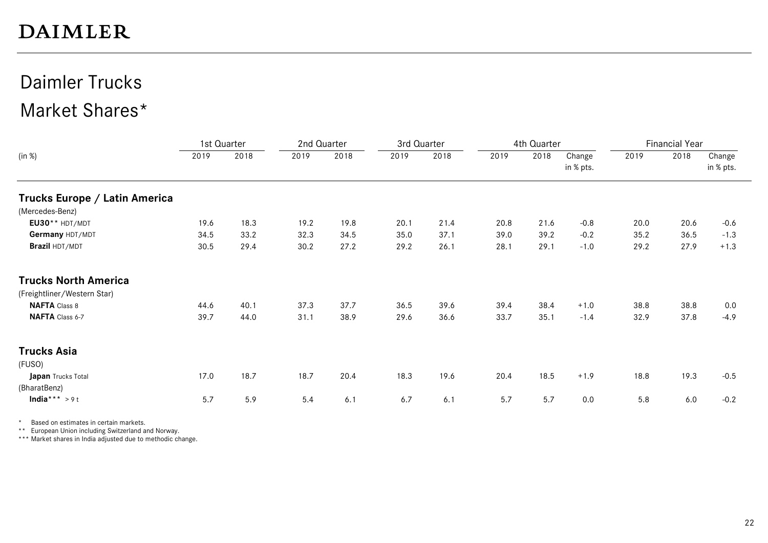# DAIMLER

## Daimler Trucks
## Market Shares*

| (in %) | 1st Quarter | | 2nd Quarter | | 3rd Quarter | | 4th Quarter | | | Financial Year | | |
|---|---|---|---|---|---|---|---|---|---|---|---|---|
| | 2019 | 2018 | 2019 | 2018 | 2019 | 2018 | 2019 | 2018 | Change in % pts. | 2019 | 2018 | Change in % pts. |
| **Trucks Europe / Latin America** | | | | | | | | | | | | |
| (Mercedes-Benz) | | | | | | | | | | | | |
| **EU30**** HDT/MDT | 19.6 | 18.3 | 19.2 | 19.8 | 20.1 | 21.4 | 20.8 | 21.6 | -0.8 | 20.0 | 20.6 | -0.6 |
| **Germany** HDT/MDT | 34.5 | 33.2 | 32.3 | 34.5 | 35.0 | 37.1 | 39.0 | 39.2 | -0.2 | 35.2 | 36.5 | -1.3 |
| **Brazil** HDT/MDT | 30.5 | 29.4 | 30.2 | 27.2 | 29.2 | 26.1 | 28.1 | 29.1 | -1.0 | 29.2 | 27.9 | +1.3 |
| **Trucks North America** | | | | | | | | | | | | |
| (Freightliner/Western Star) | | | | | | | | | | | | |
| **NAFTA** Class 8 | 44.6 | 40.1 | 37.3 | 37.7 | 36.5 | 39.6 | 39.4 | 38.4 | +1.0 | 38.8 | 38.8 | 0.0 |
| **NAFTA** Class 6-7 | 39.7 | 44.0 | 31.1 | 38.9 | 29.6 | 36.6 | 33.7 | 35.1 | -1.4 | 32.9 | 37.8 | -4.9 |
| **Trucks Asia** | | | | | | | | | | | | |
| (FUSO) | | | | | | | | | | | | |
| **Japan** Trucks Total | 17.0 | 18.7 | 18.7 | 20.4 | 18.3 | 19.6 | 20.4 | 18.5 | +1.9 | 18.8 | 19.3 | -0.5 |
| (BharatBenz) | | | | | | | | | | | | |
| **India***** > 9 t | 5.7 | 5.9 | 5.4 | 6.1 | 6.7 | 6.1 | 5.7 | 5.7 | 0.0 | 5.8 | 6.0 | -0.2 |

\* Based on estimates in certain markets.
** European Union including Switzerland and Norway.
*** Market shares in India adjusted due to methodic change.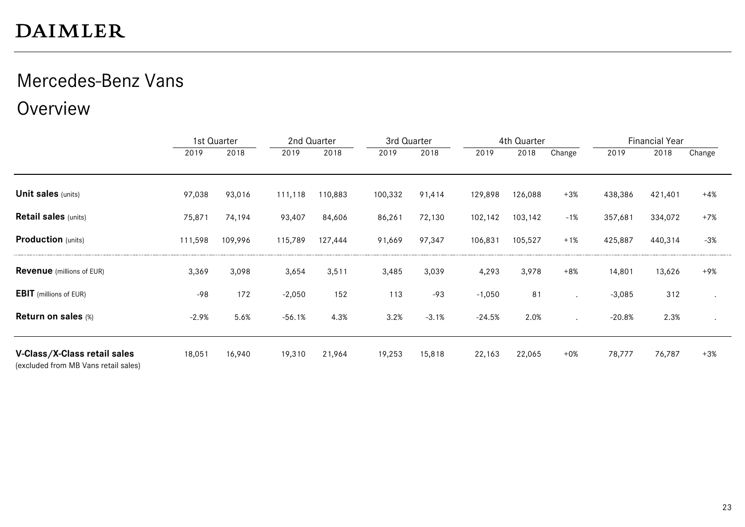# Mercedes-Benz Vans

## Overview

| | 1st Quarter | | 2nd Quarter | | 3rd Quarter | | 4th Quarter | | | Financial Year | | |
|---|---|---|---|---|---|---|---|---|---|---|---|---|
| | 2019 | 2018 | 2019 | 2018 | 2019 | 2018 | 2019 | 2018 | Change | 2019 | 2018 | Change |
| **Unit sales** (units) | 97,038 | 93,016 | 111,118 | 110,883 | 100,332 | 91,414 | 129,898 | 126,088 | +3% | 438,386 | 421,401 | +4% |
| **Retail sales** (units) | 75,871 | 74,194 | 93,407 | 84,606 | 86,261 | 72,130 | 102,142 | 103,142 | -1% | 357,681 | 334,072 | +7% |
| **Production** (units) | 111,598 | 109,996 | 115,789 | 127,444 | 91,669 | 97,347 | 106,831 | 105,527 | +1% | 425,887 | 440,314 | -3% |
| **Revenue** (millions of EUR) | 3,369 | 3,098 | 3,654 | 3,511 | 3,485 | 3,039 | 4,293 | 3,978 | +8% | 14,801 | 13,626 | +9% |
| **EBIT** (millions of EUR) | -98 | 172 | -2,050 | 152 | 113 | -93 | -1,050 | 81 | . | -3,085 | 312 | . |
| **Return on sales** (%) | -2.9% | 5.6% | -56.1% | 4.3% | 3.2% | -3.1% | -24.5% | 2.0% | . | -20.8% | 2.3% | . |
| **V-Class/X-Class retail sales** (excluded from MB Vans retail sales) | 18,051 | 16,940 | 19,310 | 21,964 | 19,253 | 15,818 | 22,163 | 22,065 | +0% | 78,777 | 76,787 | +3% |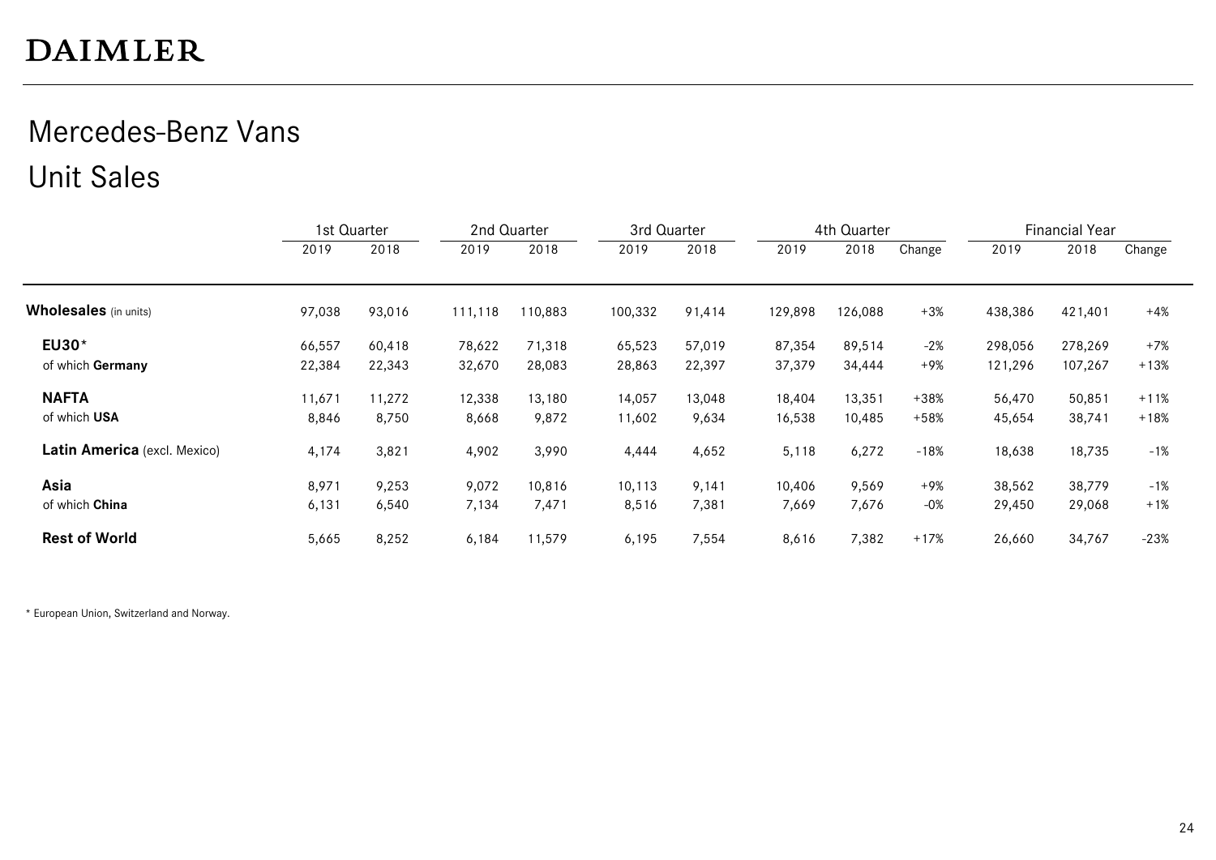DAIMLER

# Mercedes-Benz Vans

## Unit Sales

| | 1st Quarter | | 2nd Quarter | | 3rd Quarter | | 4th Quarter | | | Financial Year | | |
|---|---|---|---|---|---|---|---|---|---|---|---|---|
| | 2019 | 2018 | 2019 | 2018 | 2019 | 2018 | 2019 | 2018 | Change | 2019 | 2018 | Change |
| **Wholesales** (in units) | 97,038 | 93,016 | 111,118 | 110,883 | 100,332 | 91,414 | 129,898 | 126,088 | +3% | 438,386 | 421,401 | +4% |
| **EU30*** | 66,557 | 60,418 | 78,622 | 71,318 | 65,523 | 57,019 | 87,354 | 89,514 | -2% | 298,056 | 278,269 | +7% |
| of which **Germany** | 22,384 | 22,343 | 32,670 | 28,083 | 28,863 | 22,397 | 37,379 | 34,444 | +9% | 121,296 | 107,267 | +13% |
| **NAFTA** | 11,671 | 11,272 | 12,338 | 13,180 | 14,057 | 13,048 | 18,404 | 13,351 | +38% | 56,470 | 50,851 | +11% |
| of which **USA** | 8,846 | 8,750 | 8,668 | 9,872 | 11,602 | 9,634 | 16,538 | 10,485 | +58% | 45,654 | 38,741 | +18% |
| **Latin America** (excl. Mexico) | 4,174 | 3,821 | 4,902 | 3,990 | 4,444 | 4,652 | 5,118 | 6,272 | -18% | 18,638 | 18,735 | -1% |
| **Asia** | 8,971 | 9,253 | 9,072 | 10,816 | 10,113 | 9,141 | 10,406 | 9,569 | +9% | 38,562 | 38,779 | -1% |
| of which **China** | 6,131 | 6,540 | 7,134 | 7,471 | 8,516 | 7,381 | 7,669 | 7,676 | -0% | 29,450 | 29,068 | +1% |
| **Rest of World** | 5,665 | 8,252 | 6,184 | 11,579 | 6,195 | 7,554 | 8,616 | 7,382 | +17% | 26,660 | 34,767 | -23% |

* European Union, Switzerland and Norway.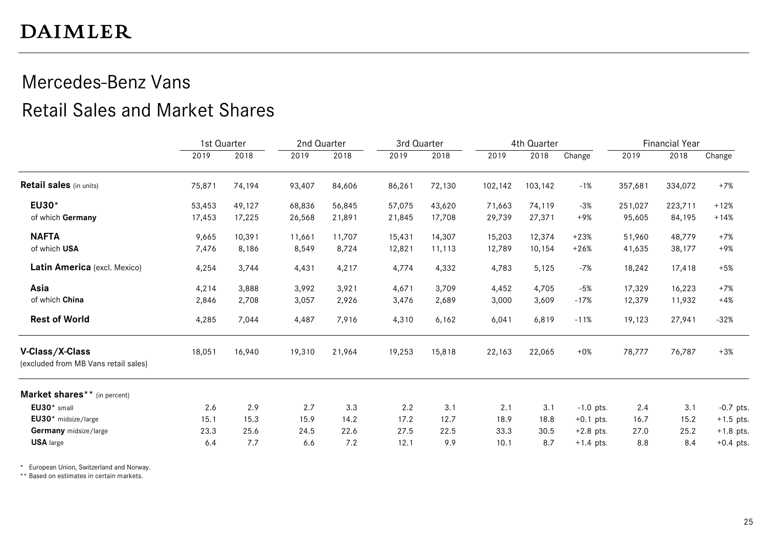DAIMLER

# Mercedes-Benz Vans

## Retail Sales and Market Shares

| | 1st Quarter | | 2nd Quarter | | 3rd Quarter | | 4th Quarter | | | Financial Year | | |
|---|---|---|---|---|---|---|---|---|---|---|---|---|
| | 2019 | 2018 | 2019 | 2018 | 2019 | 2018 | 2019 | 2018 | Change | 2019 | 2018 | Change |
| **Retail sales** (in units) | 75,871 | 74,194 | 93,407 | 84,606 | 86,261 | 72,130 | 102,142 | 103,142 | -1% | 357,681 | 334,072 | +7% |
| **EU30*** | 53,453 | 49,127 | 68,836 | 56,845 | 57,075 | 43,620 | 71,663 | 74,119 | -3% | 251,027 | 223,711 | +12% |
| of which **Germany** | 17,453 | 17,225 | 26,568 | 21,891 | 21,845 | 17,708 | 29,739 | 27,371 | +9% | 95,605 | 84,195 | +14% |
| **NAFTA** | 9,665 | 10,391 | 11,661 | 11,707 | 15,431 | 14,307 | 15,203 | 12,374 | +23% | 51,960 | 48,779 | +7% |
| of which **USA** | 7,476 | 8,186 | 8,549 | 8,724 | 12,821 | 11,113 | 12,789 | 10,154 | +26% | 41,635 | 38,177 | +9% |
| **Latin America** (excl. Mexico) | 4,254 | 3,744 | 4,431 | 4,217 | 4,774 | 4,332 | 4,783 | 5,125 | -7% | 18,242 | 17,418 | +5% |
| **Asia** | 4,214 | 3,888 | 3,992 | 3,921 | 4,671 | 3,709 | 4,452 | 4,705 | -5% | 17,329 | 16,223 | +7% |
| of which **China** | 2,846 | 2,708 | 3,057 | 2,926 | 3,476 | 2,689 | 3,000 | 3,609 | -17% | 12,379 | 11,932 | +4% |
| **Rest of World** | 4,285 | 7,044 | 4,487 | 7,916 | 4,310 | 6,162 | 6,041 | 6,819 | -11% | 19,123 | 27,941 | -32% |
| **V-Class/X-Class** (excluded from MB Vans retail sales) | 18,051 | 16,940 | 19,310 | 21,964 | 19,253 | 15,818 | 22,163 | 22,065 | +0% | 78,777 | 76,787 | +3% |
| **Market shares**** (in percent) | | | | | | | | | | | | |
| **EU30*** small | 2.6 | 2.9 | 2.7 | 3.3 | 2.2 | 3.1 | 2.1 | 3.1 | -1.0 pts. | 2.4 | 3.1 | -0.7 pts. |
| **EU30*** midsize/large | 15.1 | 15.3 | 15.9 | 14.2 | 17.2 | 12.7 | 18.9 | 18.8 | +0.1 pts. | 16.7 | 15.2 | +1.5 pts. |
| **Germany** midsize/large | 23.3 | 25.6 | 24.5 | 22.6 | 27.5 | 22.5 | 33.3 | 30.5 | +2.8 pts. | 27.0 | 25.2 | +1.8 pts. |
| **USA** large | 6.4 | 7.7 | 6.6 | 7.2 | 12.1 | 9.9 | 10.1 | 8.7 | +1.4 pts. | 8.8 | 8.4 | +0.4 pts. |

\* European Union, Switzerland and Norway.

\*\* Based on estimates in certain markets.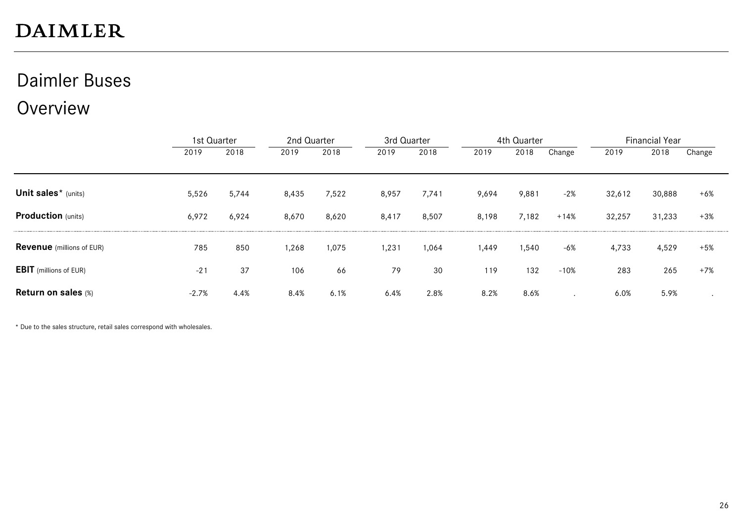# Daimler Buses

## Overview

| | 1st Quarter | | 2nd Quarter | | 3rd Quarter | | 4th Quarter | | | Financial Year | | |
|---|---|---|---|---|---|---|---|---|---|---|---|---|
| | 2019 | 2018 | 2019 | 2018 | 2019 | 2018 | 2019 | 2018 | Change | 2019 | 2018 | Change |
| **Unit sales*** (units) | 5,526 | 5,744 | 8,435 | 7,522 | 8,957 | 7,741 | 9,694 | 9,881 | -2% | 32,612 | 30,888 | +6% |
| **Production** (units) | 6,972 | 6,924 | 8,670 | 8,620 | 8,417 | 8,507 | 8,198 | 7,182 | +14% | 32,257 | 31,233 | +3% |
| **Revenue** (millions of EUR) | 785 | 850 | 1,268 | 1,075 | 1,231 | 1,064 | 1,449 | 1,540 | -6% | 4,733 | 4,529 | +5% |
| **EBIT** (millions of EUR) | -21 | 37 | 106 | 66 | 79 | 30 | 119 | 132 | -10% | 283 | 265 | +7% |
| **Return on sales** (%) | -2.7% | 4.4% | 8.4% | 6.1% | 6.4% | 2.8% | 8.2% | 8.6% | . | 6.0% | 5.9% | . |

* Due to the sales structure, retail sales correspond with wholesales.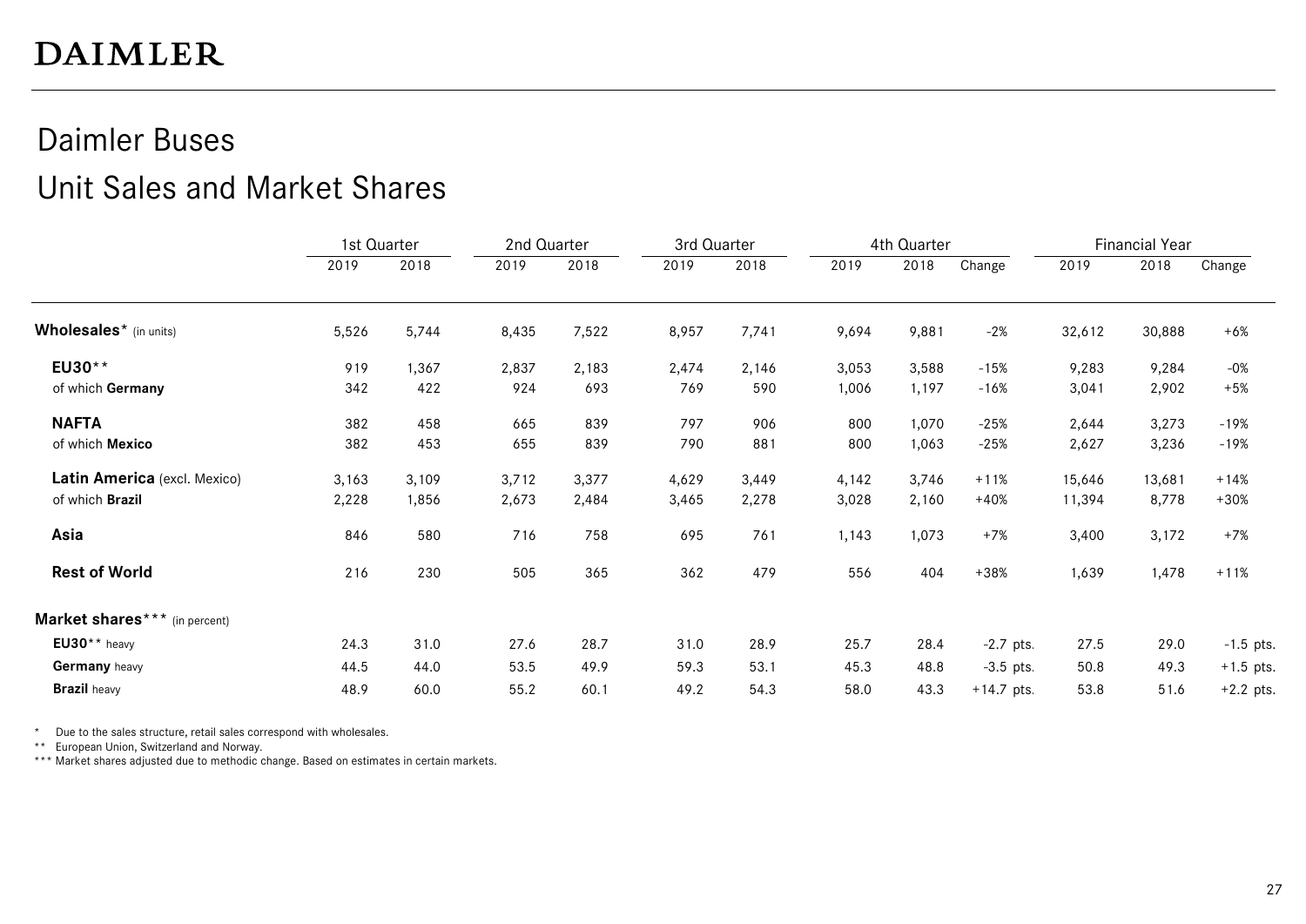DAIMLER

# Daimler Buses

## Unit Sales and Market Shares

| | 1st Quarter | | 2nd Quarter | | 3rd Quarter | | 4th Quarter | | | Financial Year | | |
|---|---|---|---|---|---|---|---|---|---|---|---|---|
| | 2019 | 2018 | 2019 | 2018 | 2019 | 2018 | 2019 | 2018 | Change | 2019 | 2018 | Change |
| **Wholesales*** (in units) | 5,526 | 5,744 | 8,435 | 7,522 | 8,957 | 7,741 | 9,694 | 9,881 | -2% | 32,612 | 30,888 | +6% |
| **EU30**** | 919 | 1,367 | 2,837 | 2,183 | 2,474 | 2,146 | 3,053 | 3,588 | -15% | 9,283 | 9,284 | -0% |
| of which **Germany** | 342 | 422 | 924 | 693 | 769 | 590 | 1,006 | 1,197 | -16% | 3,041 | 2,902 | +5% |
| **NAFTA** | 382 | 458 | 665 | 839 | 797 | 906 | 800 | 1,070 | -25% | 2,644 | 3,273 | -19% |
| of which **Mexico** | 382 | 453 | 655 | 839 | 790 | 881 | 800 | 1,063 | -25% | 2,627 | 3,236 | -19% |
| **Latin America** (excl. Mexico) | 3,163 | 3,109 | 3,712 | 3,377 | 4,629 | 3,449 | 4,142 | 3,746 | +11% | 15,646 | 13,681 | +14% |
| of which **Brazil** | 2,228 | 1,856 | 2,673 | 2,484 | 3,465 | 2,278 | 3,028 | 2,160 | +40% | 11,394 | 8,778 | +30% |
| **Asia** | 846 | 580 | 716 | 758 | 695 | 761 | 1,143 | 1,073 | +7% | 3,400 | 3,172 | +7% |
| **Rest of World** | 216 | 230 | 505 | 365 | 362 | 479 | 556 | 404 | +38% | 1,639 | 1,478 | +11% |
| **Market shares***** (in percent) | | | | | | | | | | | | |
| **EU30**** heavy | 24.3 | 31.0 | 27.6 | 28.7 | 31.0 | 28.9 | 25.7 | 28.4 | -2.7 pts. | 27.5 | 29.0 | -1.5 pts. |
| **Germany** heavy | 44.5 | 44.0 | 53.5 | 49.9 | 59.3 | 53.1 | 45.3 | 48.8 | -3.5 pts. | 50.8 | 49.3 | +1.5 pts. |
| **Brazil** heavy | 48.9 | 60.0 | 55.2 | 60.1 | 49.2 | 54.3 | 58.0 | 43.3 | +14.7 pts. | 53.8 | 51.6 | +2.2 pts. |

\* Due to the sales structure, retail sales correspond with wholesales.

** European Union, Switzerland and Norway.

*** Market shares adjusted due to methodic change. Based on estimates in certain markets.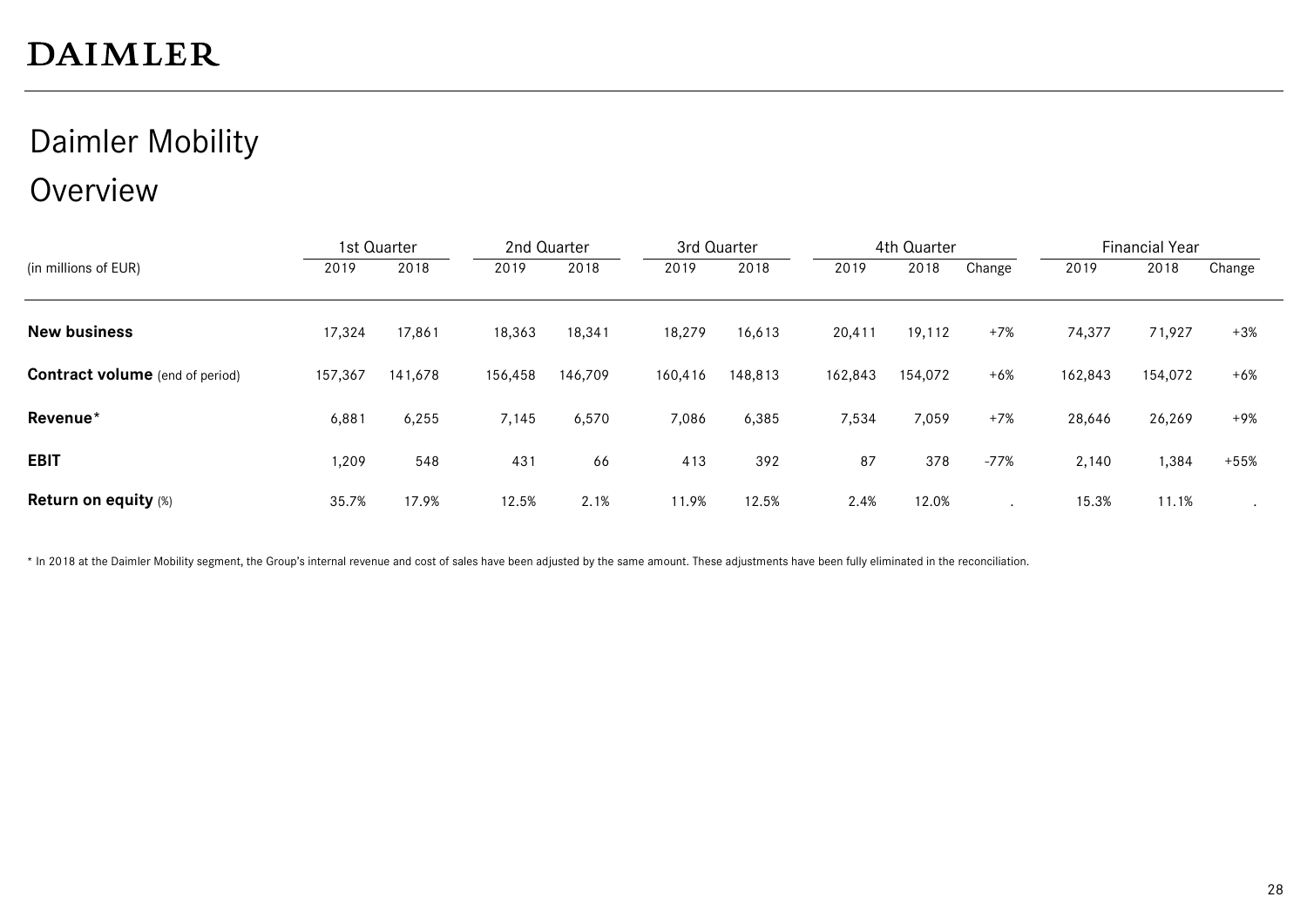# Daimler Mobility

## Overview

| (in millions of EUR) | 1st Quarter | | 2nd Quarter | | 3rd Quarter | | 4th Quarter | | | Financial Year | | |
|---|---|---|---|---|---|---|---|---|---|---|---|---|
| | 2019 | 2018 | 2019 | 2018 | 2019 | 2018 | 2019 | 2018 | Change | 2019 | 2018 | Change |
| **New business** | 17,324 | 17,861 | 18,363 | 18,341 | 18,279 | 16,613 | 20,411 | 19,112 | +7% | 74,377 | 71,927 | +3% |
| **Contract volume** (end of period) | 157,367 | 141,678 | 156,458 | 146,709 | 160,416 | 148,813 | 162,843 | 154,072 | +6% | 162,843 | 154,072 | +6% |
| **Revenue*** | 6,881 | 6,255 | 7,145 | 6,570 | 7,086 | 6,385 | 7,534 | 7,059 | +7% | 28,646 | 26,269 | +9% |
| **EBIT** | 1,209 | 548 | 431 | 66 | 413 | 392 | 87 | 378 | -77% | 2,140 | 1,384 | +55% |
| **Return on equity** (%) | 35.7% | 17.9% | 12.5% | 2.1% | 11.9% | 12.5% | 2.4% | 12.0% | . | 15.3% | 11.1% | . |

* In 2018 at the Daimler Mobility segment, the Group's internal revenue and cost of sales have been adjusted by the same amount. These adjustments have been fully eliminated in the reconciliation.